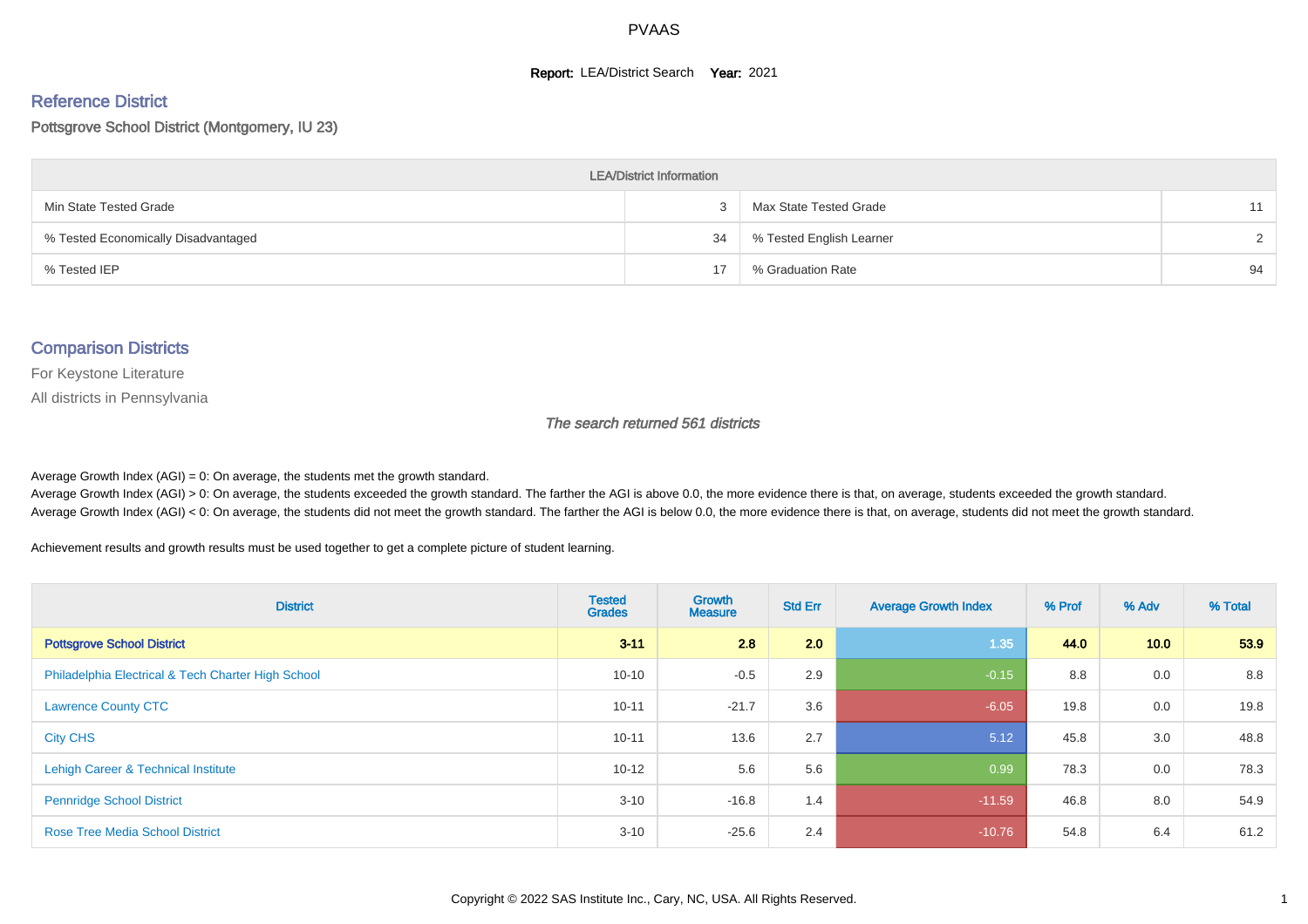# PVAAS

**Report:** LEA/District Search **Year:** 2021

## Reference District

Pottsgrove School District (Montgomery, IU 23)

| LEA/District Information | | | |
|---|---|---|---|
| Min State Tested Grade | 3 | Max State Tested Grade | 11 |
| % Tested Economically Disadvantaged | 34 | % Tested English Learner | 2 |
| % Tested IEP | 17 | % Graduation Rate | 94 |

## Comparison Districts

For Keystone Literature

All districts in Pennsylvania

*The search returned 561 districts*

Average Growth Index (AGI) = 0: On average, the students met the growth standard.
Average Growth Index (AGI) > 0: On average, the students exceeded the growth standard. The farther the AGI is above 0.0, the more evidence there is that, on average, students exceeded the growth standard.
Average Growth Index (AGI) < 0: On average, the students did not meet the growth standard. The farther the AGI is below 0.0, the more evidence there is that, on average, students did not meet the growth standard.

Achievement results and growth results must be used together to get a complete picture of student learning.

| District | Tested Grades | Growth Measure | Std Err | Average Growth Index | % Prof | % Adv | % Total |
|---|---|---|---|---|---|---|---|
| **Pottsgrove School District** | **3-11** | **2.8** | **2.0** | 1.35 | **44.0** | **10.0** | **53.9** |
| Philadelphia Electrical & Tech Charter High School | 10-10 | -0.5 | 2.9 | -0.15 | 8.8 | 0.0 | 8.8 |
| Lawrence County CTC | 10-11 | -21.7 | 3.6 | -6.05 | 19.8 | 0.0 | 19.8 |
| City CHS | 10-11 | 13.6 | 2.7 | 5.12 | 45.8 | 3.0 | 48.8 |
| Lehigh Career & Technical Institute | 10-12 | 5.6 | 5.6 | 0.99 | 78.3 | 0.0 | 78.3 |
| Pennridge School District | 3-10 | -16.8 | 1.4 | -11.59 | 46.8 | 8.0 | 54.9 |
| Rose Tree Media School District | 3-10 | -25.6 | 2.4 | -10.76 | 54.8 | 6.4 | 61.2 |

Copyright © 2022 SAS Institute Inc., Cary, NC, USA. All Rights Reserved.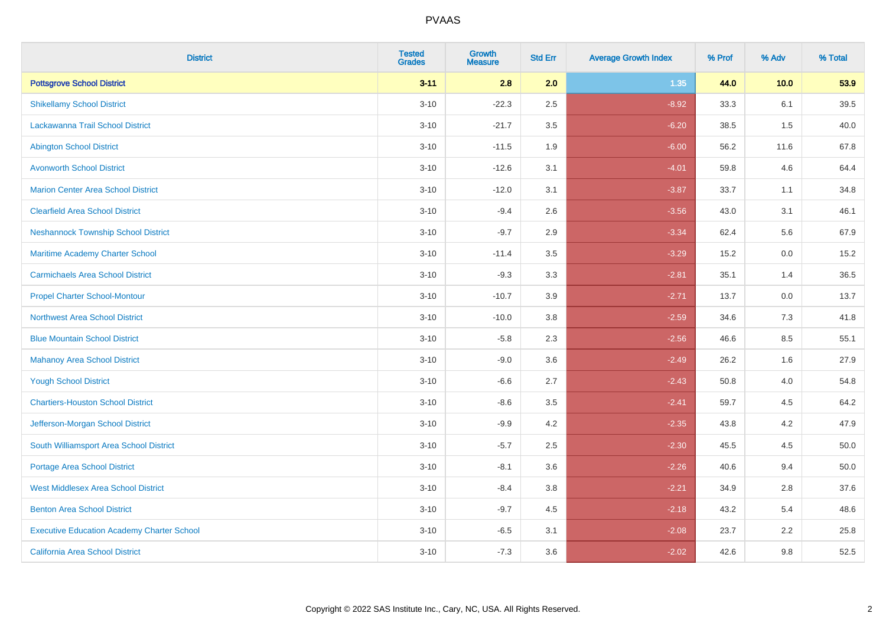# PVAAS

| District | Tested Grades | Growth Measure | Std Err | Average Growth Index | % Prof | % Adv | % Total |
|---|---|---|---|---|---|---|---|
| **Pottsgrove School District** | **3-11** | **2.8** | **2.0** | **1.35** | **44.0** | **10.0** | **53.9** |
| Shikellamy School District | 3-10 | -22.3 | 2.5 | -8.92 | 33.3 | 6.1 | 39.5 |
| Lackawanna Trail School District | 3-10 | -21.7 | 3.5 | -6.20 | 38.5 | 1.5 | 40.0 |
| Abington School District | 3-10 | -11.5 | 1.9 | -6.00 | 56.2 | 11.6 | 67.8 |
| Avonworth School District | 3-10 | -12.6 | 3.1 | -4.01 | 59.8 | 4.6 | 64.4 |
| Marion Center Area School District | 3-10 | -12.0 | 3.1 | -3.87 | 33.7 | 1.1 | 34.8 |
| Clearfield Area School District | 3-10 | -9.4 | 2.6 | -3.56 | 43.0 | 3.1 | 46.1 |
| Neshannock Township School District | 3-10 | -9.7 | 2.9 | -3.34 | 62.4 | 5.6 | 67.9 |
| Maritime Academy Charter School | 3-10 | -11.4 | 3.5 | -3.29 | 15.2 | 0.0 | 15.2 |
| Carmichaels Area School District | 3-10 | -9.3 | 3.3 | -2.81 | 35.1 | 1.4 | 36.5 |
| Propel Charter School-Montour | 3-10 | -10.7 | 3.9 | -2.71 | 13.7 | 0.0 | 13.7 |
| Northwest Area School District | 3-10 | -10.0 | 3.8 | -2.59 | 34.6 | 7.3 | 41.8 |
| Blue Mountain School District | 3-10 | -5.8 | 2.3 | -2.56 | 46.6 | 8.5 | 55.1 |
| Mahanoy Area School District | 3-10 | -9.0 | 3.6 | -2.49 | 26.2 | 1.6 | 27.9 |
| Yough School District | 3-10 | -6.6 | 2.7 | -2.43 | 50.8 | 4.0 | 54.8 |
| Chartiers-Houston School District | 3-10 | -8.6 | 3.5 | -2.41 | 59.7 | 4.5 | 64.2 |
| Jefferson-Morgan School District | 3-10 | -9.9 | 4.2 | -2.35 | 43.8 | 4.2 | 47.9 |
| South Williamsport Area School District | 3-10 | -5.7 | 2.5 | -2.30 | 45.5 | 4.5 | 50.0 |
| Portage Area School District | 3-10 | -8.1 | 3.6 | -2.26 | 40.6 | 9.4 | 50.0 |
| West Middlesex Area School District | 3-10 | -8.4 | 3.8 | -2.21 | 34.9 | 2.8 | 37.6 |
| Benton Area School District | 3-10 | -9.7 | 4.5 | -2.18 | 43.2 | 5.4 | 48.6 |
| Executive Education Academy Charter School | 3-10 | -6.5 | 3.1 | -2.08 | 23.7 | 2.2 | 25.8 |
| California Area School District | 3-10 | -7.3 | 3.6 | -2.02 | 42.6 | 9.8 | 52.5 |

Copyright © 2022 SAS Institute Inc., Cary, NC, USA. All Rights Reserved.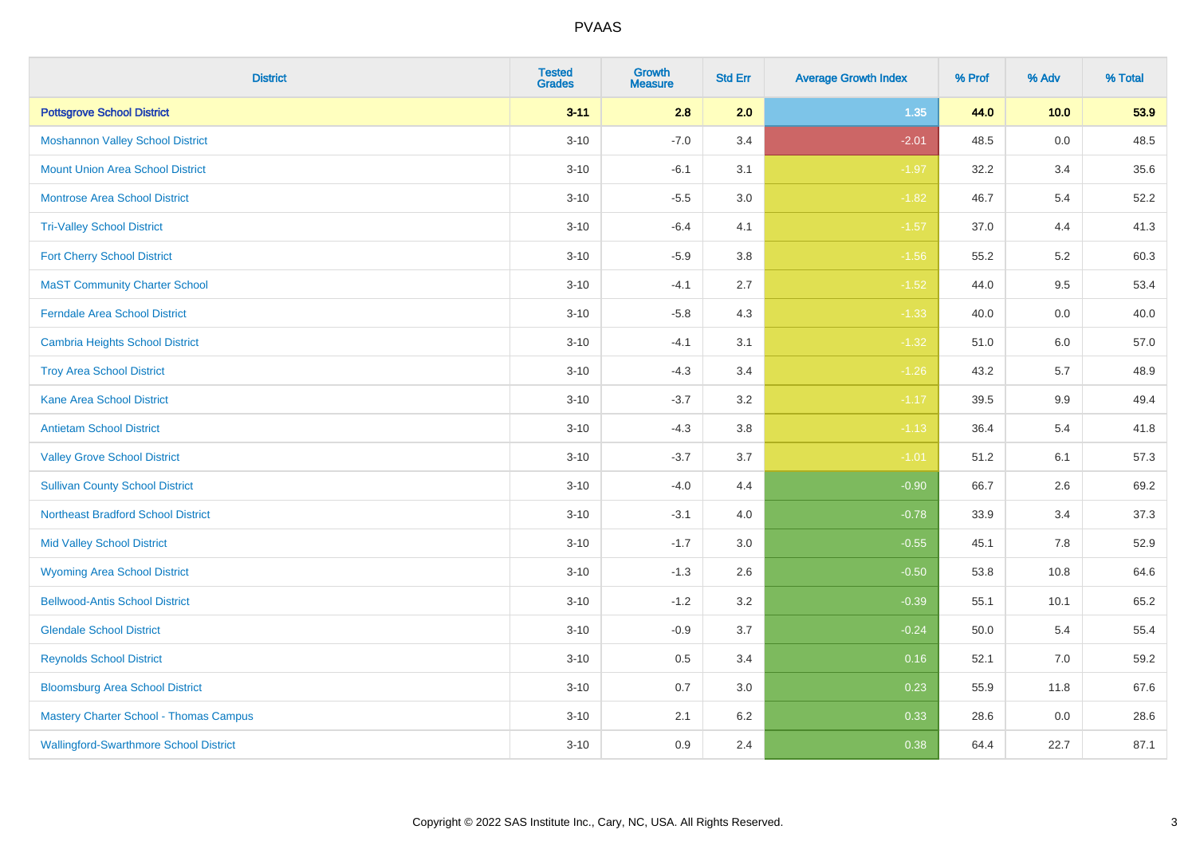# PVAAS

| District | Tested Grades | Growth Measure | Std Err | Average Growth Index | % Prof | % Adv | % Total |
|---|---|---|---|---|---|---|---|
| **Pottsgrove School District** | **3-11** | **2.8** | **2.0** | **1.35** | **44.0** | **10.0** | **53.9** |
| Moshannon Valley School District | 3-10 | -7.0 | 3.4 | -2.01 | 48.5 | 0.0 | 48.5 |
| Mount Union Area School District | 3-10 | -6.1 | 3.1 | -1.97 | 32.2 | 3.4 | 35.6 |
| Montrose Area School District | 3-10 | -5.5 | 3.0 | -1.82 | 46.7 | 5.4 | 52.2 |
| Tri-Valley School District | 3-10 | -6.4 | 4.1 | -1.57 | 37.0 | 4.4 | 41.3 |
| Fort Cherry School District | 3-10 | -5.9 | 3.8 | -1.56 | 55.2 | 5.2 | 60.3 |
| MaST Community Charter School | 3-10 | -4.1 | 2.7 | -1.52 | 44.0 | 9.5 | 53.4 |
| Ferndale Area School District | 3-10 | -5.8 | 4.3 | -1.33 | 40.0 | 0.0 | 40.0 |
| Cambria Heights School District | 3-10 | -4.1 | 3.1 | -1.32 | 51.0 | 6.0 | 57.0 |
| Troy Area School District | 3-10 | -4.3 | 3.4 | -1.26 | 43.2 | 5.7 | 48.9 |
| Kane Area School District | 3-10 | -3.7 | 3.2 | -1.17 | 39.5 | 9.9 | 49.4 |
| Antietam School District | 3-10 | -4.3 | 3.8 | -1.13 | 36.4 | 5.4 | 41.8 |
| Valley Grove School District | 3-10 | -3.7 | 3.7 | -1.01 | 51.2 | 6.1 | 57.3 |
| Sullivan County School District | 3-10 | -4.0 | 4.4 | -0.90 | 66.7 | 2.6 | 69.2 |
| Northeast Bradford School District | 3-10 | -3.1 | 4.0 | -0.78 | 33.9 | 3.4 | 37.3 |
| Mid Valley School District | 3-10 | -1.7 | 3.0 | -0.55 | 45.1 | 7.8 | 52.9 |
| Wyoming Area School District | 3-10 | -1.3 | 2.6 | -0.50 | 53.8 | 10.8 | 64.6 |
| Bellwood-Antis School District | 3-10 | -1.2 | 3.2 | -0.39 | 55.1 | 10.1 | 65.2 |
| Glendale School District | 3-10 | -0.9 | 3.7 | -0.24 | 50.0 | 5.4 | 55.4 |
| Reynolds School District | 3-10 | 0.5 | 3.4 | 0.16 | 52.1 | 7.0 | 59.2 |
| Bloomsburg Area School District | 3-10 | 0.7 | 3.0 | 0.23 | 55.9 | 11.8 | 67.6 |
| Mastery Charter School - Thomas Campus | 3-10 | 2.1 | 6.2 | 0.33 | 28.6 | 0.0 | 28.6 |
| Wallingford-Swarthmore School District | 3-10 | 0.9 | 2.4 | 0.38 | 64.4 | 22.7 | 87.1 |

Copyright © 2022 SAS Institute Inc., Cary, NC, USA. All Rights Reserved.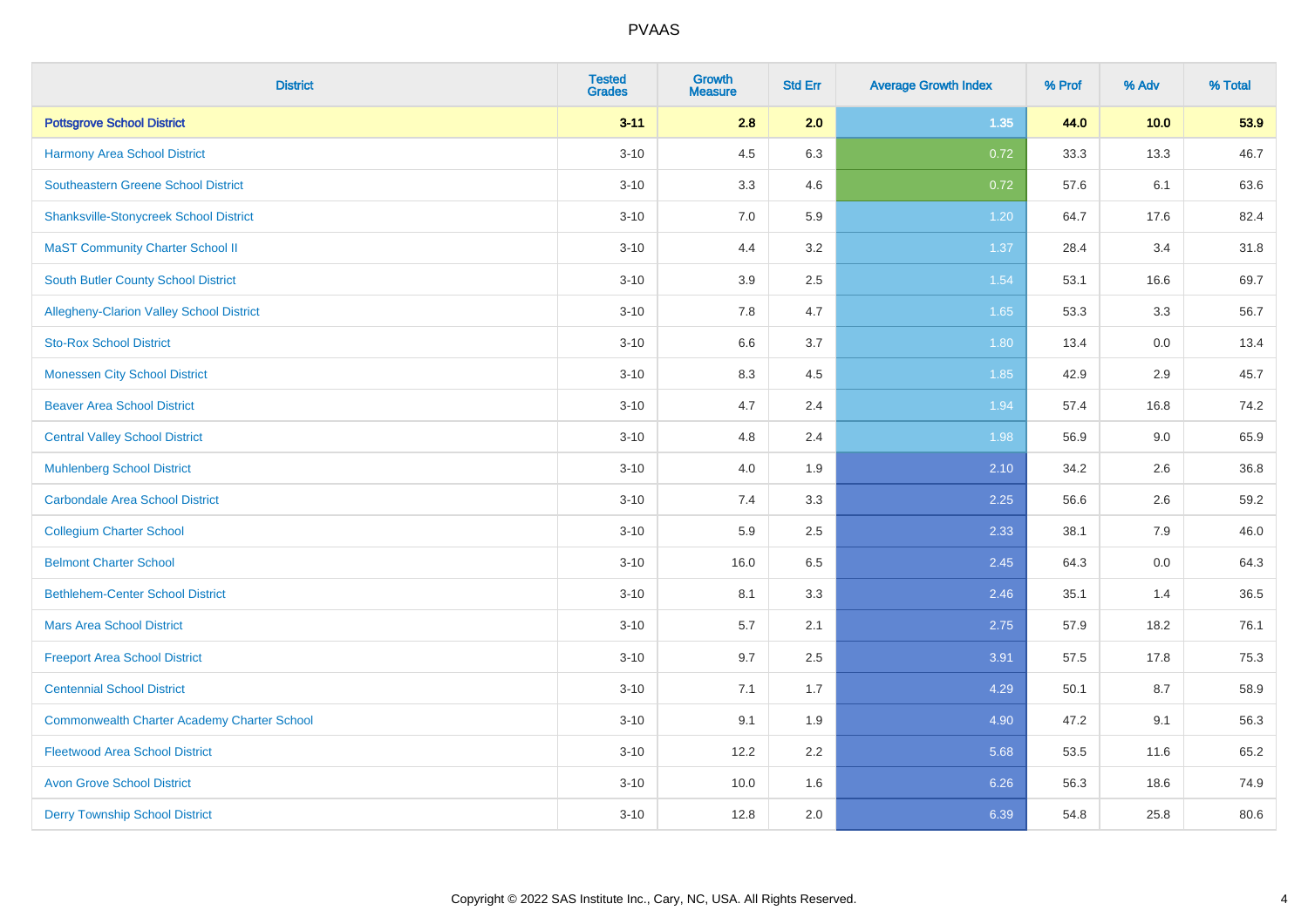| District | Tested Grades | Growth Measure | Std Err | Average Growth Index | % Prof | % Adv | % Total |
|---|---|---|---|---|---|---|---|
| **Pottsgrove School District** | **3-11** | **2.8** | **2.0** | **1.35** | **44.0** | **10.0** | **53.9** |
| Harmony Area School District | 3-10 | 4.5 | 6.3 | 0.72 | 33.3 | 13.3 | 46.7 |
| Southeastern Greene School District | 3-10 | 3.3 | 4.6 | 0.72 | 57.6 | 6.1 | 63.6 |
| Shanksville-Stonycreek School District | 3-10 | 7.0 | 5.9 | 1.20 | 64.7 | 17.6 | 82.4 |
| MaST Community Charter School II | 3-10 | 4.4 | 3.2 | 1.37 | 28.4 | 3.4 | 31.8 |
| South Butler County School District | 3-10 | 3.9 | 2.5 | 1.54 | 53.1 | 16.6 | 69.7 |
| Allegheny-Clarion Valley School District | 3-10 | 7.8 | 4.7 | 1.65 | 53.3 | 3.3 | 56.7 |
| Sto-Rox School District | 3-10 | 6.6 | 3.7 | 1.80 | 13.4 | 0.0 | 13.4 |
| Monessen City School District | 3-10 | 8.3 | 4.5 | 1.85 | 42.9 | 2.9 | 45.7 |
| Beaver Area School District | 3-10 | 4.7 | 2.4 | 1.94 | 57.4 | 16.8 | 74.2 |
| Central Valley School District | 3-10 | 4.8 | 2.4 | 1.98 | 56.9 | 9.0 | 65.9 |
| Muhlenberg School District | 3-10 | 4.0 | 1.9 | 2.10 | 34.2 | 2.6 | 36.8 |
| Carbondale Area School District | 3-10 | 7.4 | 3.3 | 2.25 | 56.6 | 2.6 | 59.2 |
| Collegium Charter School | 3-10 | 5.9 | 2.5 | 2.33 | 38.1 | 7.9 | 46.0 |
| Belmont Charter School | 3-10 | 16.0 | 6.5 | 2.45 | 64.3 | 0.0 | 64.3 |
| Bethlehem-Center School District | 3-10 | 8.1 | 3.3 | 2.46 | 35.1 | 1.4 | 36.5 |
| Mars Area School District | 3-10 | 5.7 | 2.1 | 2.75 | 57.9 | 18.2 | 76.1 |
| Freeport Area School District | 3-10 | 9.7 | 2.5 | 3.91 | 57.5 | 17.8 | 75.3 |
| Centennial School District | 3-10 | 7.1 | 1.7 | 4.29 | 50.1 | 8.7 | 58.9 |
| Commonwealth Charter Academy Charter School | 3-10 | 9.1 | 1.9 | 4.90 | 47.2 | 9.1 | 56.3 |
| Fleetwood Area School District | 3-10 | 12.2 | 2.2 | 5.68 | 53.5 | 11.6 | 65.2 |
| Avon Grove School District | 3-10 | 10.0 | 1.6 | 6.26 | 56.3 | 18.6 | 74.9 |
| Derry Township School District | 3-10 | 12.8 | 2.0 | 6.39 | 54.8 | 25.8 | 80.6 |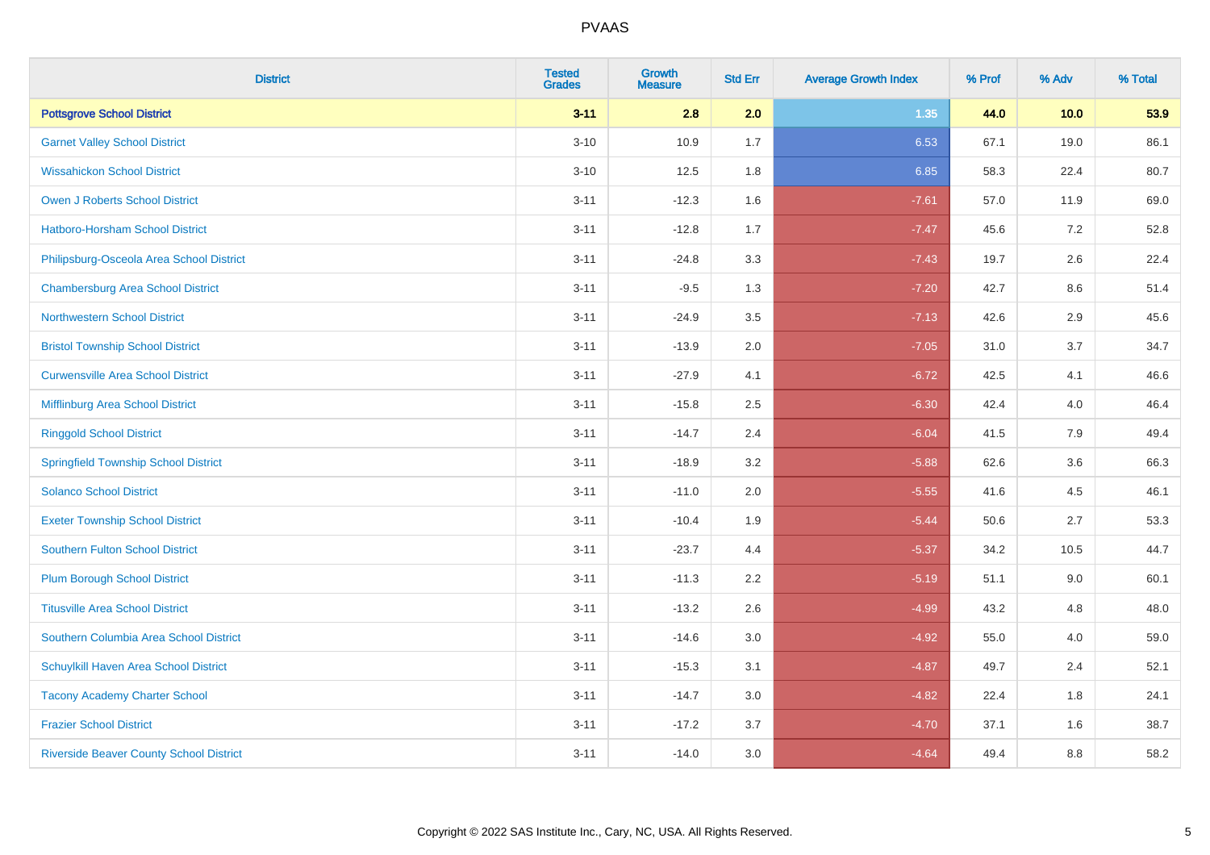# PVAAS

| District | Tested Grades | Growth Measure | Std Err | Average Growth Index | % Prof | % Adv | % Total |
|---|---|---|---|---|---|---|---|
| **Pottsgrove School District** | **3-11** | **2.8** | **2.0** | **1.35** | **44.0** | **10.0** | **53.9** |
| Garnet Valley School District | 3-10 | 10.9 | 1.7 | 6.53 | 67.1 | 19.0 | 86.1 |
| Wissahickon School District | 3-10 | 12.5 | 1.8 | 6.85 | 58.3 | 22.4 | 80.7 |
| Owen J Roberts School District | 3-11 | -12.3 | 1.6 | -7.61 | 57.0 | 11.9 | 69.0 |
| Hatboro-Horsham School District | 3-11 | -12.8 | 1.7 | -7.47 | 45.6 | 7.2 | 52.8 |
| Philipsburg-Osceola Area School District | 3-11 | -24.8 | 3.3 | -7.43 | 19.7 | 2.6 | 22.4 |
| Chambersburg Area School District | 3-11 | -9.5 | 1.3 | -7.20 | 42.7 | 8.6 | 51.4 |
| Northwestern School District | 3-11 | -24.9 | 3.5 | -7.13 | 42.6 | 2.9 | 45.6 |
| Bristol Township School District | 3-11 | -13.9 | 2.0 | -7.05 | 31.0 | 3.7 | 34.7 |
| Curwensville Area School District | 3-11 | -27.9 | 4.1 | -6.72 | 42.5 | 4.1 | 46.6 |
| Mifflinburg Area School District | 3-11 | -15.8 | 2.5 | -6.30 | 42.4 | 4.0 | 46.4 |
| Ringgold School District | 3-11 | -14.7 | 2.4 | -6.04 | 41.5 | 7.9 | 49.4 |
| Springfield Township School District | 3-11 | -18.9 | 3.2 | -5.88 | 62.6 | 3.6 | 66.3 |
| Solanco School District | 3-11 | -11.0 | 2.0 | -5.55 | 41.6 | 4.5 | 46.1 |
| Exeter Township School District | 3-11 | -10.4 | 1.9 | -5.44 | 50.6 | 2.7 | 53.3 |
| Southern Fulton School District | 3-11 | -23.7 | 4.4 | -5.37 | 34.2 | 10.5 | 44.7 |
| Plum Borough School District | 3-11 | -11.3 | 2.2 | -5.19 | 51.1 | 9.0 | 60.1 |
| Titusville Area School District | 3-11 | -13.2 | 2.6 | -4.99 | 43.2 | 4.8 | 48.0 |
| Southern Columbia Area School District | 3-11 | -14.6 | 3.0 | -4.92 | 55.0 | 4.0 | 59.0 |
| Schuylkill Haven Area School District | 3-11 | -15.3 | 3.1 | -4.87 | 49.7 | 2.4 | 52.1 |
| Tacony Academy Charter School | 3-11 | -14.7 | 3.0 | -4.82 | 22.4 | 1.8 | 24.1 |
| Frazier School District | 3-11 | -17.2 | 3.7 | -4.70 | 37.1 | 1.6 | 38.7 |
| Riverside Beaver County School District | 3-11 | -14.0 | 3.0 | -4.64 | 49.4 | 8.8 | 58.2 |

Copyright © 2022 SAS Institute Inc., Cary, NC, USA. All Rights Reserved.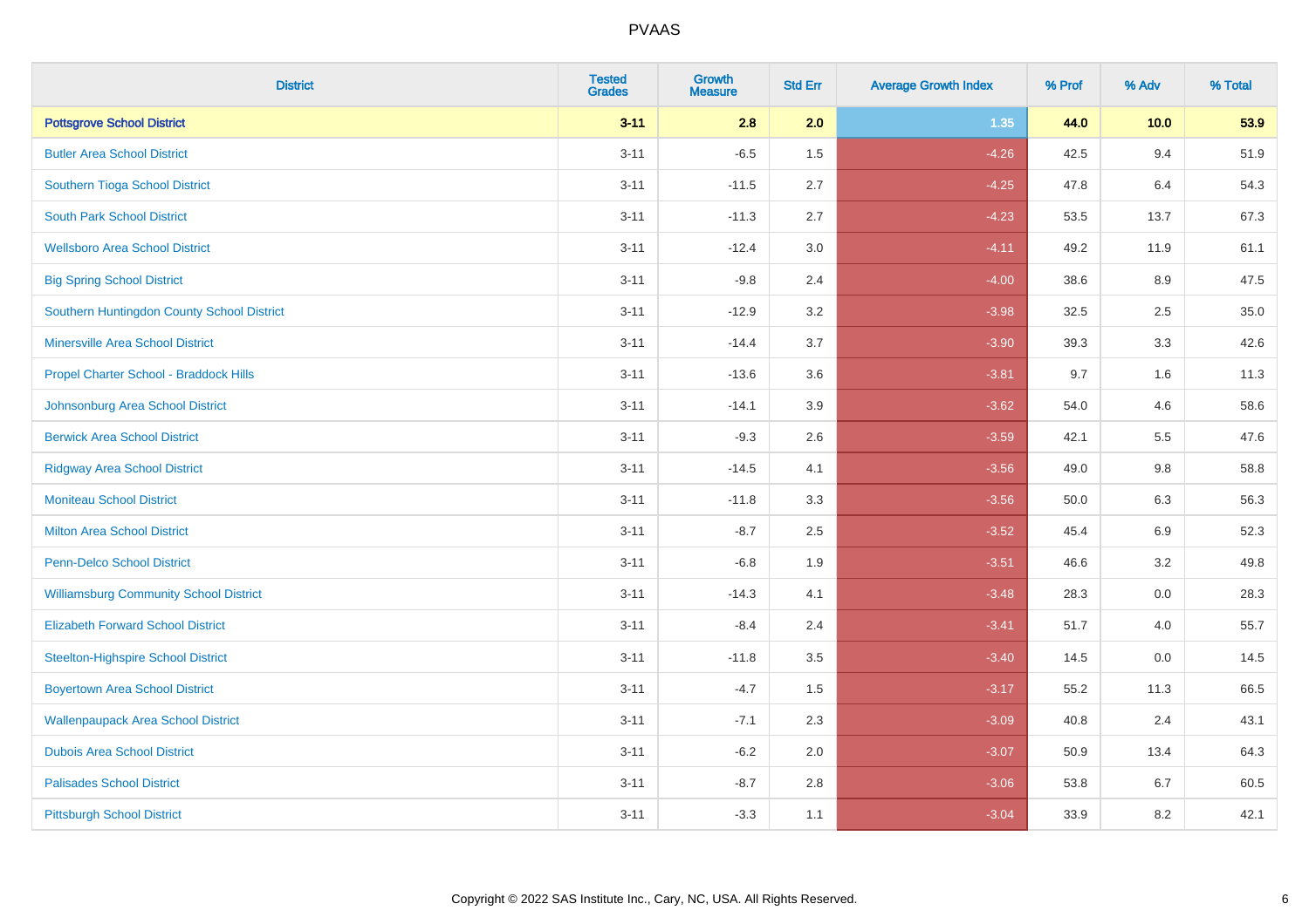| District | Tested Grades | Growth Measure | Std Err | Average Growth Index | % Prof | % Adv | % Total |
|---|---|---|---|---|---|---|---|
| **Pottsgrove School District** | **3-11** | **2.8** | **2.0** | **1.35** | **44.0** | **10.0** | **53.9** |
| Butler Area School District | 3-11 | -6.5 | 1.5 | -4.26 | 42.5 | 9.4 | 51.9 |
| Southern Tioga School District | 3-11 | -11.5 | 2.7 | -4.25 | 47.8 | 6.4 | 54.3 |
| South Park School District | 3-11 | -11.3 | 2.7 | -4.23 | 53.5 | 13.7 | 67.3 |
| Wellsboro Area School District | 3-11 | -12.4 | 3.0 | -4.11 | 49.2 | 11.9 | 61.1 |
| Big Spring School District | 3-11 | -9.8 | 2.4 | -4.00 | 38.6 | 8.9 | 47.5 |
| Southern Huntingdon County School District | 3-11 | -12.9 | 3.2 | -3.98 | 32.5 | 2.5 | 35.0 |
| Minersville Area School District | 3-11 | -14.4 | 3.7 | -3.90 | 39.3 | 3.3 | 42.6 |
| Propel Charter School - Braddock Hills | 3-11 | -13.6 | 3.6 | -3.81 | 9.7 | 1.6 | 11.3 |
| Johnsonburg Area School District | 3-11 | -14.1 | 3.9 | -3.62 | 54.0 | 4.6 | 58.6 |
| Berwick Area School District | 3-11 | -9.3 | 2.6 | -3.59 | 42.1 | 5.5 | 47.6 |
| Ridgway Area School District | 3-11 | -14.5 | 4.1 | -3.56 | 49.0 | 9.8 | 58.8 |
| Moniteau School District | 3-11 | -11.8 | 3.3 | -3.56 | 50.0 | 6.3 | 56.3 |
| Milton Area School District | 3-11 | -8.7 | 2.5 | -3.52 | 45.4 | 6.9 | 52.3 |
| Penn-Delco School District | 3-11 | -6.8 | 1.9 | -3.51 | 46.6 | 3.2 | 49.8 |
| Williamsburg Community School District | 3-11 | -14.3 | 4.1 | -3.48 | 28.3 | 0.0 | 28.3 |
| Elizabeth Forward School District | 3-11 | -8.4 | 2.4 | -3.41 | 51.7 | 4.0 | 55.7 |
| Steelton-Highspire School District | 3-11 | -11.8 | 3.5 | -3.40 | 14.5 | 0.0 | 14.5 |
| Boyertown Area School District | 3-11 | -4.7 | 1.5 | -3.17 | 55.2 | 11.3 | 66.5 |
| Wallenpaupack Area School District | 3-11 | -7.1 | 2.3 | -3.09 | 40.8 | 2.4 | 43.1 |
| Dubois Area School District | 3-11 | -6.2 | 2.0 | -3.07 | 50.9 | 13.4 | 64.3 |
| Palisades School District | 3-11 | -8.7 | 2.8 | -3.06 | 53.8 | 6.7 | 60.5 |
| Pittsburgh School District | 3-11 | -3.3 | 1.1 | -3.04 | 33.9 | 8.2 | 42.1 |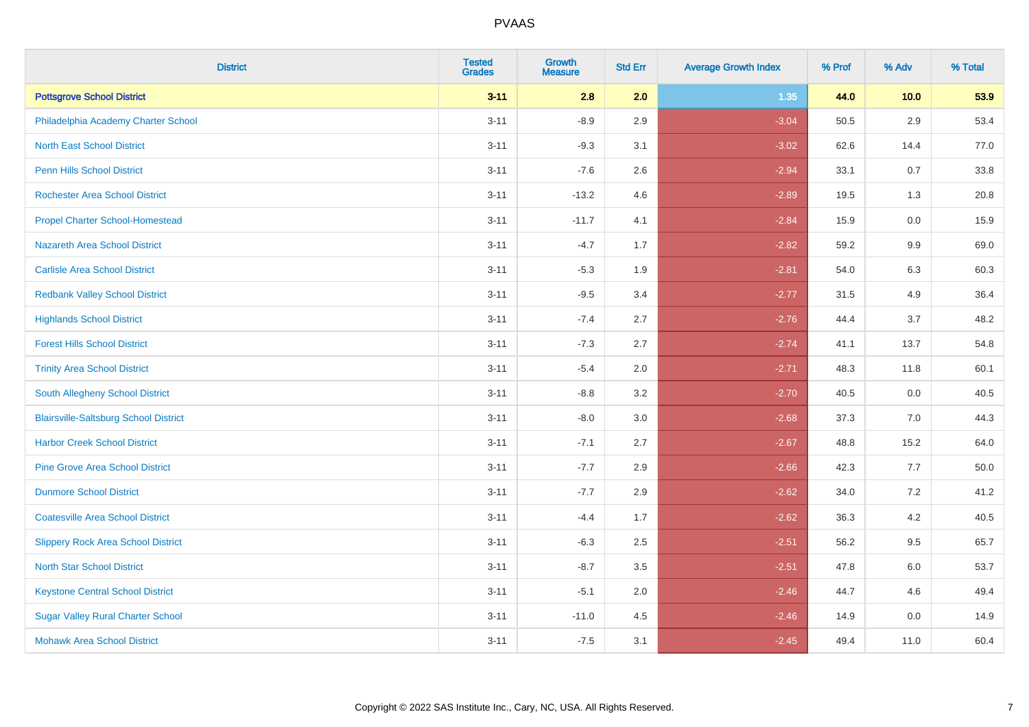PVAAS

| District | Tested Grades | Growth Measure | Std Err | Average Growth Index | % Prof | % Adv | % Total |
|---|---|---|---|---|---|---|---|
| **Pottsgrove School District** | **3-11** | **2.8** | **2.0** | **1.35** | **44.0** | **10.0** | **53.9** |
| Philadelphia Academy Charter School | 3-11 | -8.9 | 2.9 | -3.04 | 50.5 | 2.9 | 53.4 |
| North East School District | 3-11 | -9.3 | 3.1 | -3.02 | 62.6 | 14.4 | 77.0 |
| Penn Hills School District | 3-11 | -7.6 | 2.6 | -2.94 | 33.1 | 0.7 | 33.8 |
| Rochester Area School District | 3-11 | -13.2 | 4.6 | -2.89 | 19.5 | 1.3 | 20.8 |
| Propel Charter School-Homestead | 3-11 | -11.7 | 4.1 | -2.84 | 15.9 | 0.0 | 15.9 |
| Nazareth Area School District | 3-11 | -4.7 | 1.7 | -2.82 | 59.2 | 9.9 | 69.0 |
| Carlisle Area School District | 3-11 | -5.3 | 1.9 | -2.81 | 54.0 | 6.3 | 60.3 |
| Redbank Valley School District | 3-11 | -9.5 | 3.4 | -2.77 | 31.5 | 4.9 | 36.4 |
| Highlands School District | 3-11 | -7.4 | 2.7 | -2.76 | 44.4 | 3.7 | 48.2 |
| Forest Hills School District | 3-11 | -7.3 | 2.7 | -2.74 | 41.1 | 13.7 | 54.8 |
| Trinity Area School District | 3-11 | -5.4 | 2.0 | -2.71 | 48.3 | 11.8 | 60.1 |
| South Allegheny School District | 3-11 | -8.8 | 3.2 | -2.70 | 40.5 | 0.0 | 40.5 |
| Blairsville-Saltsburg School District | 3-11 | -8.0 | 3.0 | -2.68 | 37.3 | 7.0 | 44.3 |
| Harbor Creek School District | 3-11 | -7.1 | 2.7 | -2.67 | 48.8 | 15.2 | 64.0 |
| Pine Grove Area School District | 3-11 | -7.7 | 2.9 | -2.66 | 42.3 | 7.7 | 50.0 |
| Dunmore School District | 3-11 | -7.7 | 2.9 | -2.62 | 34.0 | 7.2 | 41.2 |
| Coatesville Area School District | 3-11 | -4.4 | 1.7 | -2.62 | 36.3 | 4.2 | 40.5 |
| Slippery Rock Area School District | 3-11 | -6.3 | 2.5 | -2.51 | 56.2 | 9.5 | 65.7 |
| North Star School District | 3-11 | -8.7 | 3.5 | -2.51 | 47.8 | 6.0 | 53.7 |
| Keystone Central School District | 3-11 | -5.1 | 2.0 | -2.46 | 44.7 | 4.6 | 49.4 |
| Sugar Valley Rural Charter School | 3-11 | -11.0 | 4.5 | -2.46 | 14.9 | 0.0 | 14.9 |
| Mohawk Area School District | 3-11 | -7.5 | 3.1 | -2.45 | 49.4 | 11.0 | 60.4 |

Copyright © 2022 SAS Institute Inc., Cary, NC, USA. All Rights Reserved.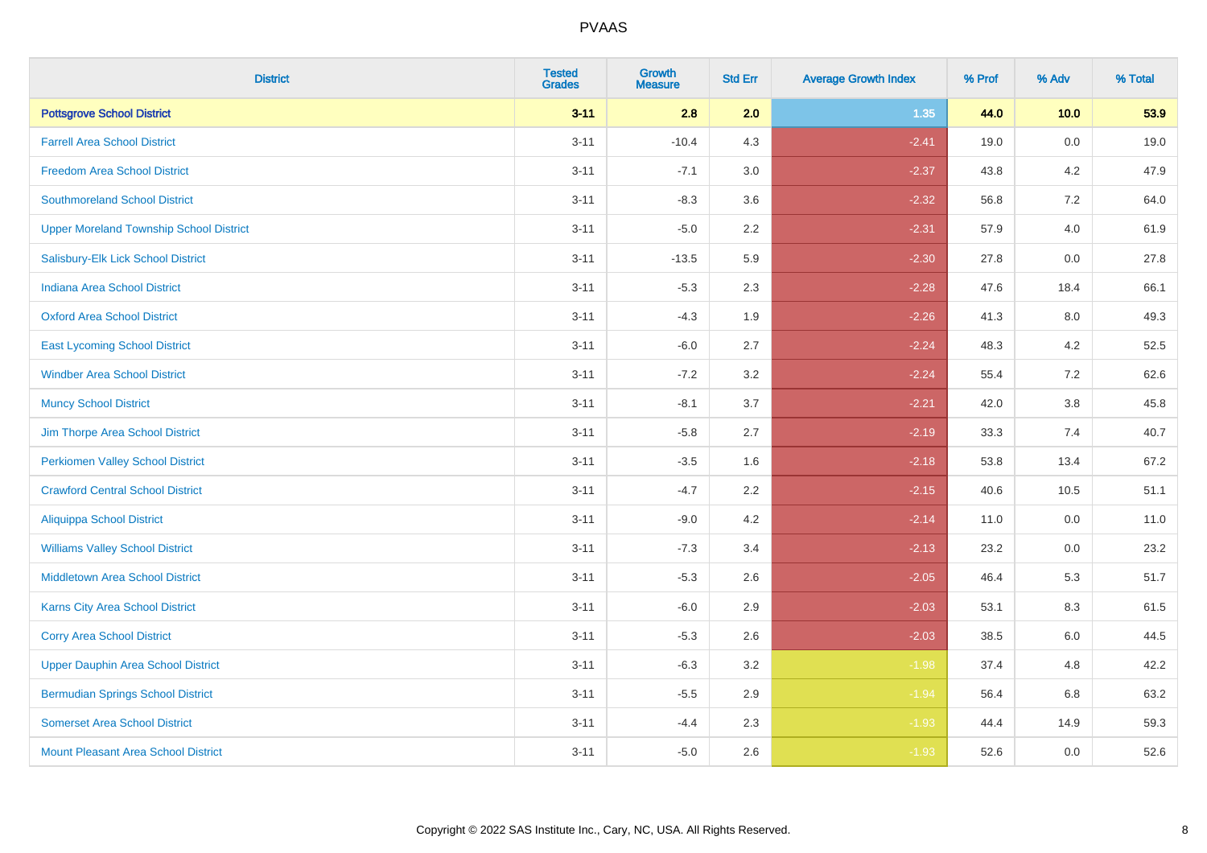PVAAS

| District | Tested Grades | Growth Measure | Std Err | Average Growth Index | % Prof | % Adv | % Total |
|---|---|---|---|---|---|---|---|
| **Pottsgrove School District** | **3-11** | **2.8** | **2.0** | **1.35** | **44.0** | **10.0** | **53.9** |
| Farrell Area School District | 3-11 | -10.4 | 4.3 | -2.41 | 19.0 | 0.0 | 19.0 |
| Freedom Area School District | 3-11 | -7.1 | 3.0 | -2.37 | 43.8 | 4.2 | 47.9 |
| Southmoreland School District | 3-11 | -8.3 | 3.6 | -2.32 | 56.8 | 7.2 | 64.0 |
| Upper Moreland Township School District | 3-11 | -5.0 | 2.2 | -2.31 | 57.9 | 4.0 | 61.9 |
| Salisbury-Elk Lick School District | 3-11 | -13.5 | 5.9 | -2.30 | 27.8 | 0.0 | 27.8 |
| Indiana Area School District | 3-11 | -5.3 | 2.3 | -2.28 | 47.6 | 18.4 | 66.1 |
| Oxford Area School District | 3-11 | -4.3 | 1.9 | -2.26 | 41.3 | 8.0 | 49.3 |
| East Lycoming School District | 3-11 | -6.0 | 2.7 | -2.24 | 48.3 | 4.2 | 52.5 |
| Windber Area School District | 3-11 | -7.2 | 3.2 | -2.24 | 55.4 | 7.2 | 62.6 |
| Muncy School District | 3-11 | -8.1 | 3.7 | -2.21 | 42.0 | 3.8 | 45.8 |
| Jim Thorpe Area School District | 3-11 | -5.8 | 2.7 | -2.19 | 33.3 | 7.4 | 40.7 |
| Perkiomen Valley School District | 3-11 | -3.5 | 1.6 | -2.18 | 53.8 | 13.4 | 67.2 |
| Crawford Central School District | 3-11 | -4.7 | 2.2 | -2.15 | 40.6 | 10.5 | 51.1 |
| Aliquippa School District | 3-11 | -9.0 | 4.2 | -2.14 | 11.0 | 0.0 | 11.0 |
| Williams Valley School District | 3-11 | -7.3 | 3.4 | -2.13 | 23.2 | 0.0 | 23.2 |
| Middletown Area School District | 3-11 | -5.3 | 2.6 | -2.05 | 46.4 | 5.3 | 51.7 |
| Karns City Area School District | 3-11 | -6.0 | 2.9 | -2.03 | 53.1 | 8.3 | 61.5 |
| Corry Area School District | 3-11 | -5.3 | 2.6 | -2.03 | 38.5 | 6.0 | 44.5 |
| Upper Dauphin Area School District | 3-11 | -6.3 | 3.2 | -1.98 | 37.4 | 4.8 | 42.2 |
| Bermudian Springs School District | 3-11 | -5.5 | 2.9 | -1.94 | 56.4 | 6.8 | 63.2 |
| Somerset Area School District | 3-11 | -4.4 | 2.3 | -1.93 | 44.4 | 14.9 | 59.3 |
| Mount Pleasant Area School District | 3-11 | -5.0 | 2.6 | -1.93 | 52.6 | 0.0 | 52.6 |

Copyright © 2022 SAS Institute Inc., Cary, NC, USA. All Rights Reserved.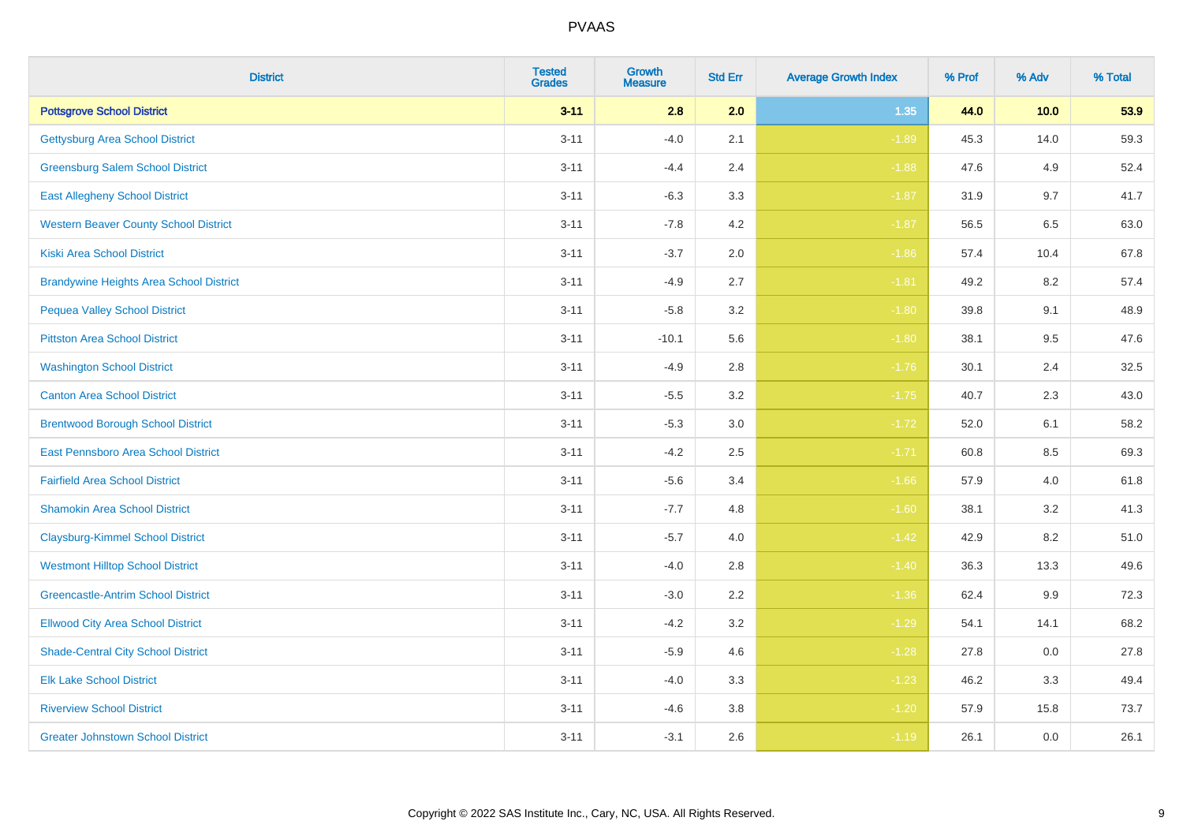| District | Tested Grades | Growth Measure | Std Err | Average Growth Index | % Prof | % Adv | % Total |
|---|---|---|---|---|---|---|---|
| **Pottsgrove School District** | **3-11** | **2.8** | **2.0** | **1.35** | **44.0** | **10.0** | **53.9** |
| Gettysburg Area School District | 3-11 | -4.0 | 2.1 | -1.89 | 45.3 | 14.0 | 59.3 |
| Greensburg Salem School District | 3-11 | -4.4 | 2.4 | -1.88 | 47.6 | 4.9 | 52.4 |
| East Allegheny School District | 3-11 | -6.3 | 3.3 | -1.87 | 31.9 | 9.7 | 41.7 |
| Western Beaver County School District | 3-11 | -7.8 | 4.2 | -1.87 | 56.5 | 6.5 | 63.0 |
| Kiski Area School District | 3-11 | -3.7 | 2.0 | -1.86 | 57.4 | 10.4 | 67.8 |
| Brandywine Heights Area School District | 3-11 | -4.9 | 2.7 | -1.81 | 49.2 | 8.2 | 57.4 |
| Pequea Valley School District | 3-11 | -5.8 | 3.2 | -1.80 | 39.8 | 9.1 | 48.9 |
| Pittston Area School District | 3-11 | -10.1 | 5.6 | -1.80 | 38.1 | 9.5 | 47.6 |
| Washington School District | 3-11 | -4.9 | 2.8 | -1.76 | 30.1 | 2.4 | 32.5 |
| Canton Area School District | 3-11 | -5.5 | 3.2 | -1.75 | 40.7 | 2.3 | 43.0 |
| Brentwood Borough School District | 3-11 | -5.3 | 3.0 | -1.72 | 52.0 | 6.1 | 58.2 |
| East Pennsboro Area School District | 3-11 | -4.2 | 2.5 | -1.71 | 60.8 | 8.5 | 69.3 |
| Fairfield Area School District | 3-11 | -5.6 | 3.4 | -1.66 | 57.9 | 4.0 | 61.8 |
| Shamokin Area School District | 3-11 | -7.7 | 4.8 | -1.60 | 38.1 | 3.2 | 41.3 |
| Claysburg-Kimmel School District | 3-11 | -5.7 | 4.0 | -1.42 | 42.9 | 8.2 | 51.0 |
| Westmont Hilltop School District | 3-11 | -4.0 | 2.8 | -1.40 | 36.3 | 13.3 | 49.6 |
| Greencastle-Antrim School District | 3-11 | -3.0 | 2.2 | -1.36 | 62.4 | 9.9 | 72.3 |
| Ellwood City Area School District | 3-11 | -4.2 | 3.2 | -1.29 | 54.1 | 14.1 | 68.2 |
| Shade-Central City School District | 3-11 | -5.9 | 4.6 | -1.28 | 27.8 | 0.0 | 27.8 |
| Elk Lake School District | 3-11 | -4.0 | 3.3 | -1.23 | 46.2 | 3.3 | 49.4 |
| Riverview School District | 3-11 | -4.6 | 3.8 | -1.20 | 57.9 | 15.8 | 73.7 |
| Greater Johnstown School District | 3-11 | -3.1 | 2.6 | -1.19 | 26.1 | 0.0 | 26.1 |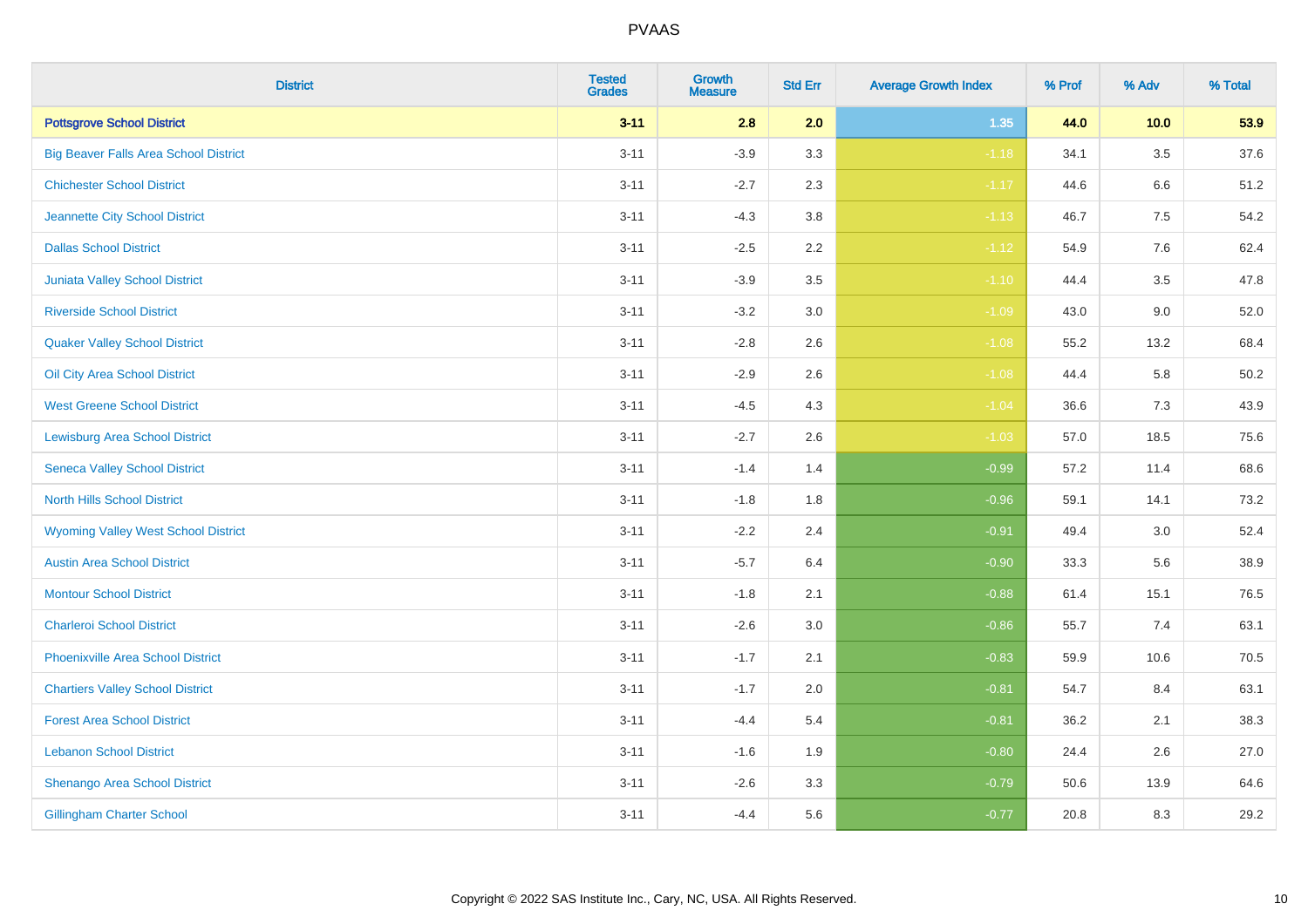# PVAAS

| District | Tested Grades | Growth Measure | Std Err | Average Growth Index | % Prof | % Adv | % Total |
|---|---|---|---|---|---|---|---|
| **Pottsgrove School District** | **3-11** | **2.8** | **2.0** | **1.35** | **44.0** | **10.0** | **53.9** |
| Big Beaver Falls Area School District | 3-11 | -3.9 | 3.3 | -1.18 | 34.1 | 3.5 | 37.6 |
| Chichester School District | 3-11 | -2.7 | 2.3 | -1.17 | 44.6 | 6.6 | 51.2 |
| Jeannette City School District | 3-11 | -4.3 | 3.8 | -1.13 | 46.7 | 7.5 | 54.2 |
| Dallas School District | 3-11 | -2.5 | 2.2 | -1.12 | 54.9 | 7.6 | 62.4 |
| Juniata Valley School District | 3-11 | -3.9 | 3.5 | -1.10 | 44.4 | 3.5 | 47.8 |
| Riverside School District | 3-11 | -3.2 | 3.0 | -1.09 | 43.0 | 9.0 | 52.0 |
| Quaker Valley School District | 3-11 | -2.8 | 2.6 | -1.08 | 55.2 | 13.2 | 68.4 |
| Oil City Area School District | 3-11 | -2.9 | 2.6 | -1.08 | 44.4 | 5.8 | 50.2 |
| West Greene School District | 3-11 | -4.5 | 4.3 | -1.04 | 36.6 | 7.3 | 43.9 |
| Lewisburg Area School District | 3-11 | -2.7 | 2.6 | -1.03 | 57.0 | 18.5 | 75.6 |
| Seneca Valley School District | 3-11 | -1.4 | 1.4 | -0.99 | 57.2 | 11.4 | 68.6 |
| North Hills School District | 3-11 | -1.8 | 1.8 | -0.96 | 59.1 | 14.1 | 73.2 |
| Wyoming Valley West School District | 3-11 | -2.2 | 2.4 | -0.91 | 49.4 | 3.0 | 52.4 |
| Austin Area School District | 3-11 | -5.7 | 6.4 | -0.90 | 33.3 | 5.6 | 38.9 |
| Montour School District | 3-11 | -1.8 | 2.1 | -0.88 | 61.4 | 15.1 | 76.5 |
| Charleroi School District | 3-11 | -2.6 | 3.0 | -0.86 | 55.7 | 7.4 | 63.1 |
| Phoenixville Area School District | 3-11 | -1.7 | 2.1 | -0.83 | 59.9 | 10.6 | 70.5 |
| Chartiers Valley School District | 3-11 | -1.7 | 2.0 | -0.81 | 54.7 | 8.4 | 63.1 |
| Forest Area School District | 3-11 | -4.4 | 5.4 | -0.81 | 36.2 | 2.1 | 38.3 |
| Lebanon School District | 3-11 | -1.6 | 1.9 | -0.80 | 24.4 | 2.6 | 27.0 |
| Shenango Area School District | 3-11 | -2.6 | 3.3 | -0.79 | 50.6 | 13.9 | 64.6 |
| Gillingham Charter School | 3-11 | -4.4 | 5.6 | -0.77 | 20.8 | 8.3 | 29.2 |

Copyright © 2022 SAS Institute Inc., Cary, NC, USA. All Rights Reserved.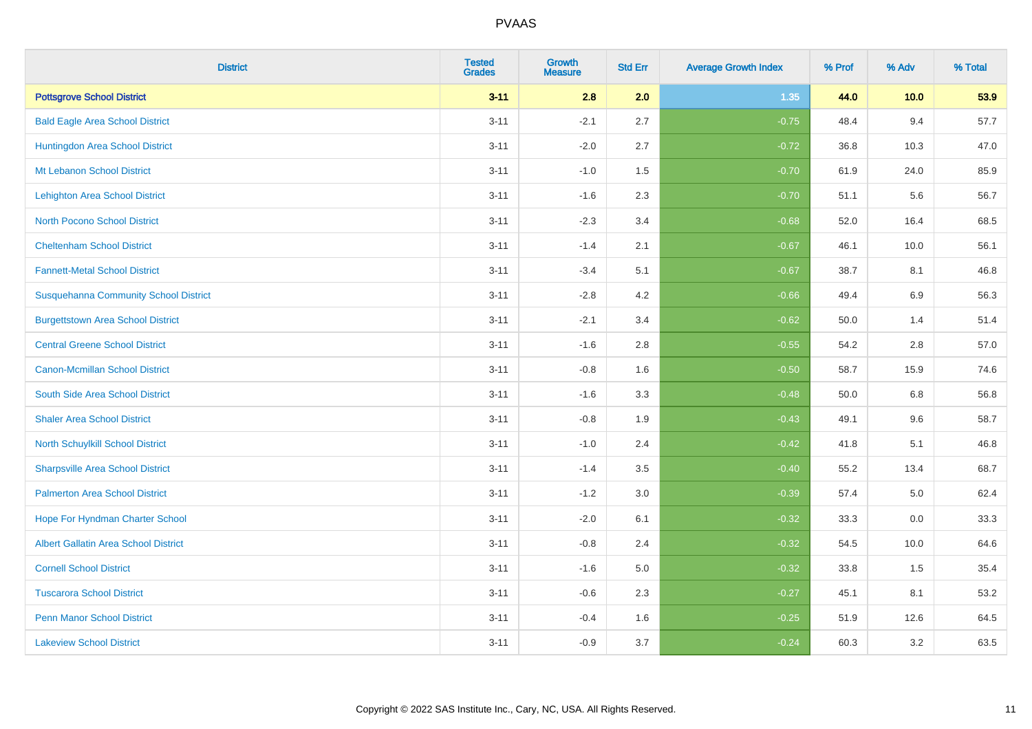# PVAAS

| District | Tested Grades | Growth Measure | Std Err | Average Growth Index | % Prof | % Adv | % Total |
|---|---|---|---|---|---|---|---|
| **Pottsgrove School District** | **3-11** | **2.8** | **2.0** | **1.35** | **44.0** | **10.0** | **53.9** |
| Bald Eagle Area School District | 3-11 | -2.1 | 2.7 | -0.75 | 48.4 | 9.4 | 57.7 |
| Huntingdon Area School District | 3-11 | -2.0 | 2.7 | -0.72 | 36.8 | 10.3 | 47.0 |
| Mt Lebanon School District | 3-11 | -1.0 | 1.5 | -0.70 | 61.9 | 24.0 | 85.9 |
| Lehighton Area School District | 3-11 | -1.6 | 2.3 | -0.70 | 51.1 | 5.6 | 56.7 |
| North Pocono School District | 3-11 | -2.3 | 3.4 | -0.68 | 52.0 | 16.4 | 68.5 |
| Cheltenham School District | 3-11 | -1.4 | 2.1 | -0.67 | 46.1 | 10.0 | 56.1 |
| Fannett-Metal School District | 3-11 | -3.4 | 5.1 | -0.67 | 38.7 | 8.1 | 46.8 |
| Susquehanna Community School District | 3-11 | -2.8 | 4.2 | -0.66 | 49.4 | 6.9 | 56.3 |
| Burgettstown Area School District | 3-11 | -2.1 | 3.4 | -0.62 | 50.0 | 1.4 | 51.4 |
| Central Greene School District | 3-11 | -1.6 | 2.8 | -0.55 | 54.2 | 2.8 | 57.0 |
| Canon-Mcmillan School District | 3-11 | -0.8 | 1.6 | -0.50 | 58.7 | 15.9 | 74.6 |
| South Side Area School District | 3-11 | -1.6 | 3.3 | -0.48 | 50.0 | 6.8 | 56.8 |
| Shaler Area School District | 3-11 | -0.8 | 1.9 | -0.43 | 49.1 | 9.6 | 58.7 |
| North Schuylkill School District | 3-11 | -1.0 | 2.4 | -0.42 | 41.8 | 5.1 | 46.8 |
| Sharpsville Area School District | 3-11 | -1.4 | 3.5 | -0.40 | 55.2 | 13.4 | 68.7 |
| Palmerton Area School District | 3-11 | -1.2 | 3.0 | -0.39 | 57.4 | 5.0 | 62.4 |
| Hope For Hyndman Charter School | 3-11 | -2.0 | 6.1 | -0.32 | 33.3 | 0.0 | 33.3 |
| Albert Gallatin Area School District | 3-11 | -0.8 | 2.4 | -0.32 | 54.5 | 10.0 | 64.6 |
| Cornell School District | 3-11 | -1.6 | 5.0 | -0.32 | 33.8 | 1.5 | 35.4 |
| Tuscarora School District | 3-11 | -0.6 | 2.3 | -0.27 | 45.1 | 8.1 | 53.2 |
| Penn Manor School District | 3-11 | -0.4 | 1.6 | -0.25 | 51.9 | 12.6 | 64.5 |
| Lakeview School District | 3-11 | -0.9 | 3.7 | -0.24 | 60.3 | 3.2 | 63.5 |

Copyright © 2022 SAS Institute Inc., Cary, NC, USA. All Rights Reserved.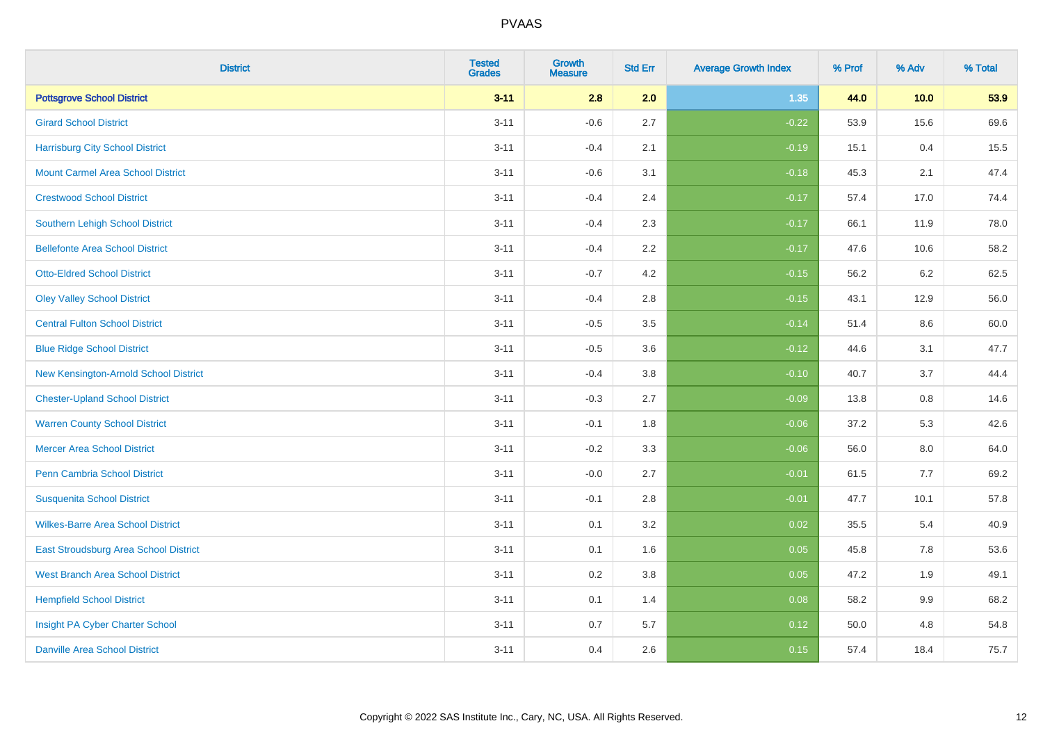| District | Tested Grades | Growth Measure | Std Err | Average Growth Index | % Prof | % Adv | % Total |
|---|---|---|---|---|---|---|---|
| **Pottsgrove School District** | **3-11** | **2.8** | **2.0** | **1.35** | **44.0** | **10.0** | **53.9** |
| Girard School District | 3-11 | -0.6 | 2.7 | -0.22 | 53.9 | 15.6 | 69.6 |
| Harrisburg City School District | 3-11 | -0.4 | 2.1 | -0.19 | 15.1 | 0.4 | 15.5 |
| Mount Carmel Area School District | 3-11 | -0.6 | 3.1 | -0.18 | 45.3 | 2.1 | 47.4 |
| Crestwood School District | 3-11 | -0.4 | 2.4 | -0.17 | 57.4 | 17.0 | 74.4 |
| Southern Lehigh School District | 3-11 | -0.4 | 2.3 | -0.17 | 66.1 | 11.9 | 78.0 |
| Bellefonte Area School District | 3-11 | -0.4 | 2.2 | -0.17 | 47.6 | 10.6 | 58.2 |
| Otto-Eldred School District | 3-11 | -0.7 | 4.2 | -0.15 | 56.2 | 6.2 | 62.5 |
| Oley Valley School District | 3-11 | -0.4 | 2.8 | -0.15 | 43.1 | 12.9 | 56.0 |
| Central Fulton School District | 3-11 | -0.5 | 3.5 | -0.14 | 51.4 | 8.6 | 60.0 |
| Blue Ridge School District | 3-11 | -0.5 | 3.6 | -0.12 | 44.6 | 3.1 | 47.7 |
| New Kensington-Arnold School District | 3-11 | -0.4 | 3.8 | -0.10 | 40.7 | 3.7 | 44.4 |
| Chester-Upland School District | 3-11 | -0.3 | 2.7 | -0.09 | 13.8 | 0.8 | 14.6 |
| Warren County School District | 3-11 | -0.1 | 1.8 | -0.06 | 37.2 | 5.3 | 42.6 |
| Mercer Area School District | 3-11 | -0.2 | 3.3 | -0.06 | 56.0 | 8.0 | 64.0 |
| Penn Cambria School District | 3-11 | -0.0 | 2.7 | -0.01 | 61.5 | 7.7 | 69.2 |
| Susquenita School District | 3-11 | -0.1 | 2.8 | -0.01 | 47.7 | 10.1 | 57.8 |
| Wilkes-Barre Area School District | 3-11 | 0.1 | 3.2 | 0.02 | 35.5 | 5.4 | 40.9 |
| East Stroudsburg Area School District | 3-11 | 0.1 | 1.6 | 0.05 | 45.8 | 7.8 | 53.6 |
| West Branch Area School District | 3-11 | 0.2 | 3.8 | 0.05 | 47.2 | 1.9 | 49.1 |
| Hempfield School District | 3-11 | 0.1 | 1.4 | 0.08 | 58.2 | 9.9 | 68.2 |
| Insight PA Cyber Charter School | 3-11 | 0.7 | 5.7 | 0.12 | 50.0 | 4.8 | 54.8 |
| Danville Area School District | 3-11 | 0.4 | 2.6 | 0.15 | 57.4 | 18.4 | 75.7 |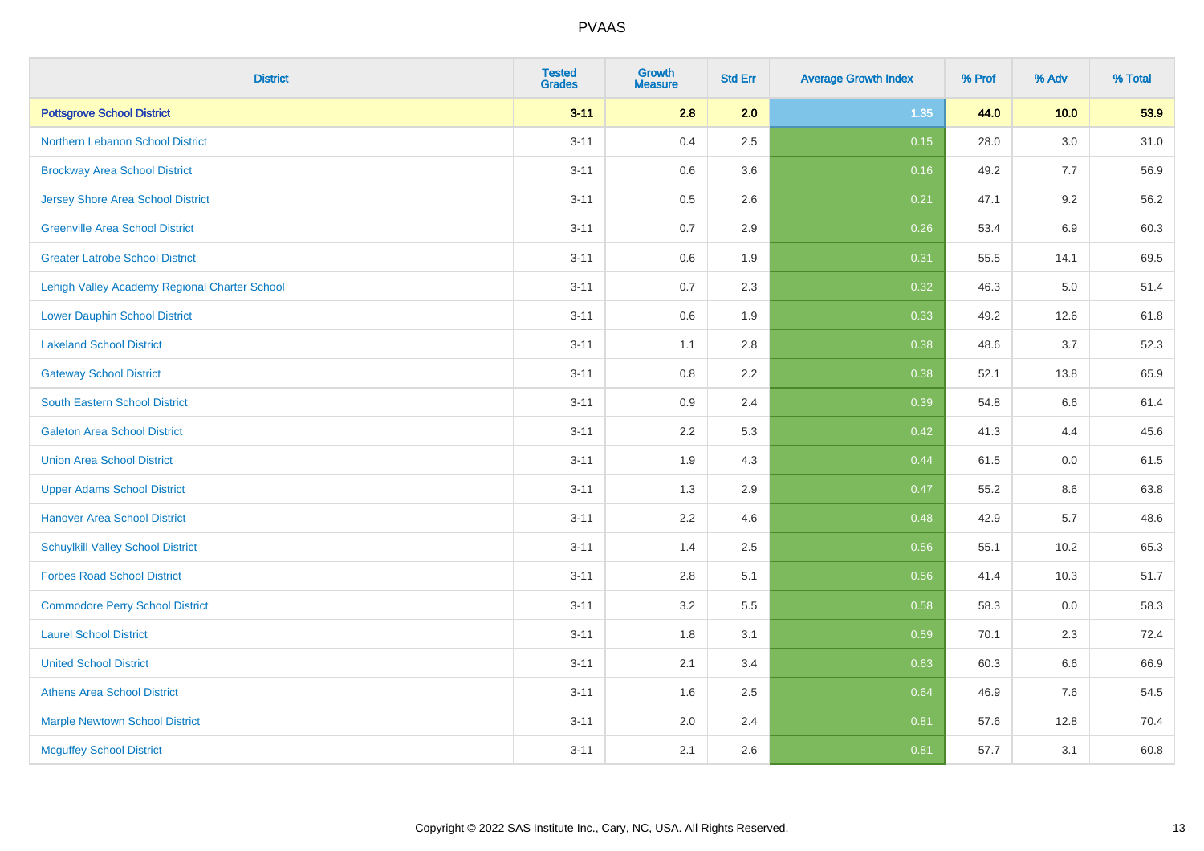| District | Tested Grades | Growth Measure | Std Err | Average Growth Index | % Prof | % Adv | % Total |
|---|---|---|---|---|---|---|---|
| **Pottsgrove School District** | **3-11** | **2.8** | **2.0** | **1.35** | **44.0** | **10.0** | **53.9** |
| Northern Lebanon School District | 3-11 | 0.4 | 2.5 | 0.15 | 28.0 | 3.0 | 31.0 |
| Brockway Area School District | 3-11 | 0.6 | 3.6 | 0.16 | 49.2 | 7.7 | 56.9 |
| Jersey Shore Area School District | 3-11 | 0.5 | 2.6 | 0.21 | 47.1 | 9.2 | 56.2 |
| Greenville Area School District | 3-11 | 0.7 | 2.9 | 0.26 | 53.4 | 6.9 | 60.3 |
| Greater Latrobe School District | 3-11 | 0.6 | 1.9 | 0.31 | 55.5 | 14.1 | 69.5 |
| Lehigh Valley Academy Regional Charter School | 3-11 | 0.7 | 2.3 | 0.32 | 46.3 | 5.0 | 51.4 |
| Lower Dauphin School District | 3-11 | 0.6 | 1.9 | 0.33 | 49.2 | 12.6 | 61.8 |
| Lakeland School District | 3-11 | 1.1 | 2.8 | 0.38 | 48.6 | 3.7 | 52.3 |
| Gateway School District | 3-11 | 0.8 | 2.2 | 0.38 | 52.1 | 13.8 | 65.9 |
| South Eastern School District | 3-11 | 0.9 | 2.4 | 0.39 | 54.8 | 6.6 | 61.4 |
| Galeton Area School District | 3-11 | 2.2 | 5.3 | 0.42 | 41.3 | 4.4 | 45.6 |
| Union Area School District | 3-11 | 1.9 | 4.3 | 0.44 | 61.5 | 0.0 | 61.5 |
| Upper Adams School District | 3-11 | 1.3 | 2.9 | 0.47 | 55.2 | 8.6 | 63.8 |
| Hanover Area School District | 3-11 | 2.2 | 4.6 | 0.48 | 42.9 | 5.7 | 48.6 |
| Schuylkill Valley School District | 3-11 | 1.4 | 2.5 | 0.56 | 55.1 | 10.2 | 65.3 |
| Forbes Road School District | 3-11 | 2.8 | 5.1 | 0.56 | 41.4 | 10.3 | 51.7 |
| Commodore Perry School District | 3-11 | 3.2 | 5.5 | 0.58 | 58.3 | 0.0 | 58.3 |
| Laurel School District | 3-11 | 1.8 | 3.1 | 0.59 | 70.1 | 2.3 | 72.4 |
| United School District | 3-11 | 2.1 | 3.4 | 0.63 | 60.3 | 6.6 | 66.9 |
| Athens Area School District | 3-11 | 1.6 | 2.5 | 0.64 | 46.9 | 7.6 | 54.5 |
| Marple Newtown School District | 3-11 | 2.0 | 2.4 | 0.81 | 57.6 | 12.8 | 70.4 |
| Mcguffey School District | 3-11 | 2.1 | 2.6 | 0.81 | 57.7 | 3.1 | 60.8 |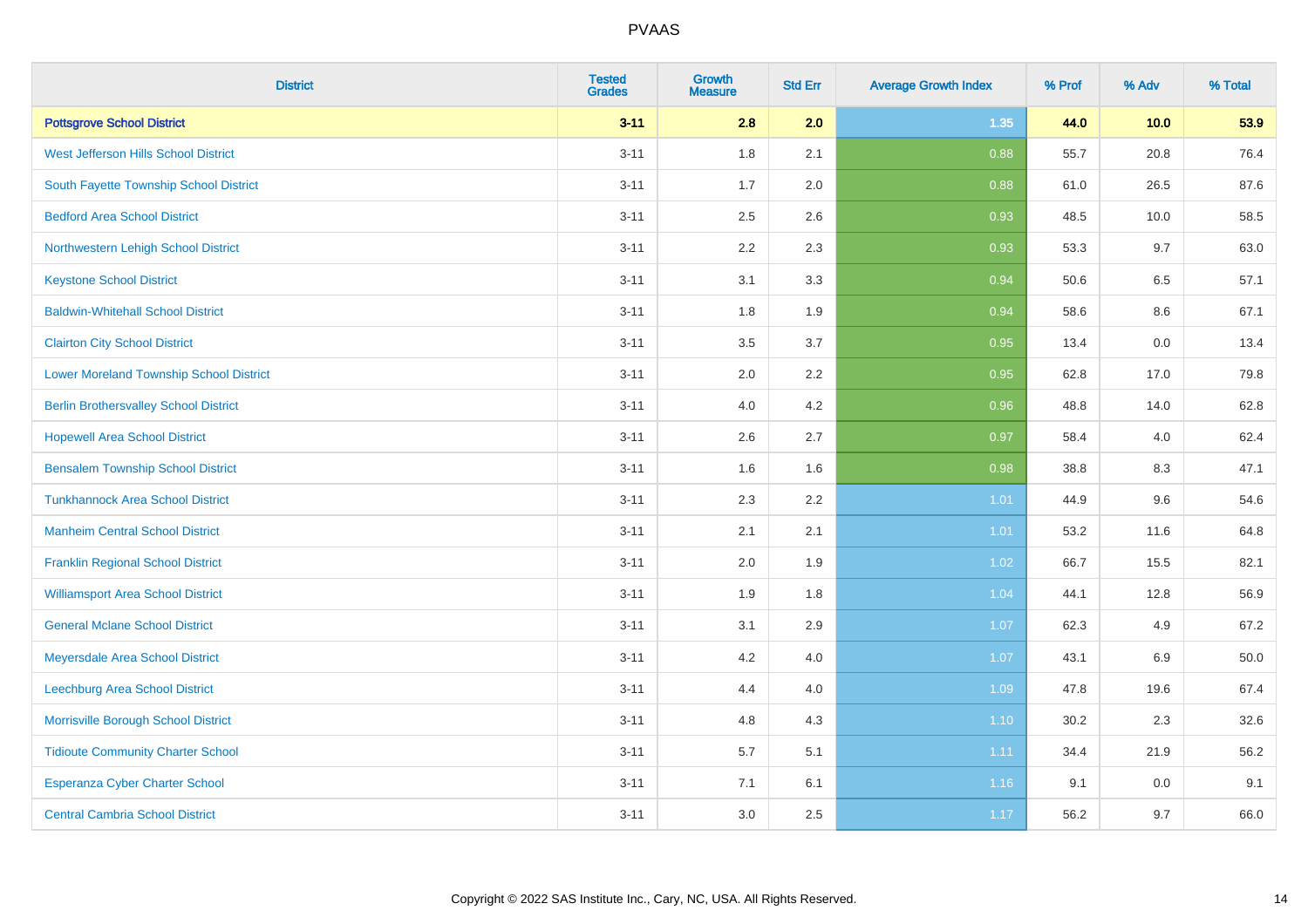| District | Tested Grades | Growth Measure | Std Err | Average Growth Index | % Prof | % Adv | % Total |
|---|---|---|---|---|---|---|---|
| **Pottsgrove School District** | **3-11** | **2.8** | **2.0** | **1.35** | **44.0** | **10.0** | **53.9** |
| West Jefferson Hills School District | 3-11 | 1.8 | 2.1 | 0.88 | 55.7 | 20.8 | 76.4 |
| South Fayette Township School District | 3-11 | 1.7 | 2.0 | 0.88 | 61.0 | 26.5 | 87.6 |
| Bedford Area School District | 3-11 | 2.5 | 2.6 | 0.93 | 48.5 | 10.0 | 58.5 |
| Northwestern Lehigh School District | 3-11 | 2.2 | 2.3 | 0.93 | 53.3 | 9.7 | 63.0 |
| Keystone School District | 3-11 | 3.1 | 3.3 | 0.94 | 50.6 | 6.5 | 57.1 |
| Baldwin-Whitehall School District | 3-11 | 1.8 | 1.9 | 0.94 | 58.6 | 8.6 | 67.1 |
| Clairton City School District | 3-11 | 3.5 | 3.7 | 0.95 | 13.4 | 0.0 | 13.4 |
| Lower Moreland Township School District | 3-11 | 2.0 | 2.2 | 0.95 | 62.8 | 17.0 | 79.8 |
| Berlin Brothersvalley School District | 3-11 | 4.0 | 4.2 | 0.96 | 48.8 | 14.0 | 62.8 |
| Hopewell Area School District | 3-11 | 2.6 | 2.7 | 0.97 | 58.4 | 4.0 | 62.4 |
| Bensalem Township School District | 3-11 | 1.6 | 1.6 | 0.98 | 38.8 | 8.3 | 47.1 |
| Tunkhannock Area School District | 3-11 | 2.3 | 2.2 | 1.01 | 44.9 | 9.6 | 54.6 |
| Manheim Central School District | 3-11 | 2.1 | 2.1 | 1.01 | 53.2 | 11.6 | 64.8 |
| Franklin Regional School District | 3-11 | 2.0 | 1.9 | 1.02 | 66.7 | 15.5 | 82.1 |
| Williamsport Area School District | 3-11 | 1.9 | 1.8 | 1.04 | 44.1 | 12.8 | 56.9 |
| General Mclane School District | 3-11 | 3.1 | 2.9 | 1.07 | 62.3 | 4.9 | 67.2 |
| Meyersdale Area School District | 3-11 | 4.2 | 4.0 | 1.07 | 43.1 | 6.9 | 50.0 |
| Leechburg Area School District | 3-11 | 4.4 | 4.0 | 1.09 | 47.8 | 19.6 | 67.4 |
| Morrisville Borough School District | 3-11 | 4.8 | 4.3 | 1.10 | 30.2 | 2.3 | 32.6 |
| Tidioute Community Charter School | 3-11 | 5.7 | 5.1 | 1.11 | 34.4 | 21.9 | 56.2 |
| Esperanza Cyber Charter School | 3-11 | 7.1 | 6.1 | 1.16 | 9.1 | 0.0 | 9.1 |
| Central Cambria School District | 3-11 | 3.0 | 2.5 | 1.17 | 56.2 | 9.7 | 66.0 |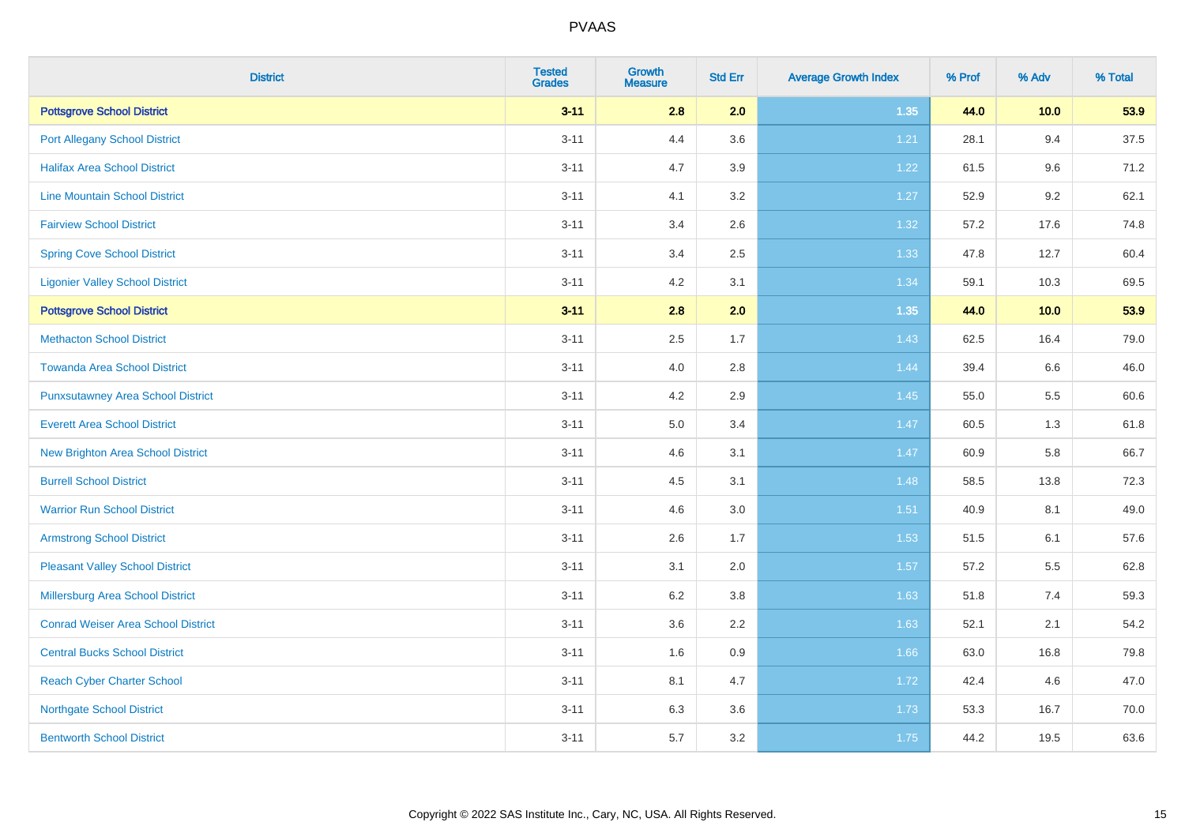PVAAS

| District | Tested Grades | Growth Measure | Std Err | Average Growth Index | % Prof | % Adv | % Total |
|---|---|---|---|---|---|---|---|
| **Pottsgrove School District** | **3-11** | **2.8** | **2.0** | **1.35** | **44.0** | **10.0** | **53.9** |
| Port Allegany School District | 3-11 | 4.4 | 3.6 | 1.21 | 28.1 | 9.4 | 37.5 |
| Halifax Area School District | 3-11 | 4.7 | 3.9 | 1.22 | 61.5 | 9.6 | 71.2 |
| Line Mountain School District | 3-11 | 4.1 | 3.2 | 1.27 | 52.9 | 9.2 | 62.1 |
| Fairview School District | 3-11 | 3.4 | 2.6 | 1.32 | 57.2 | 17.6 | 74.8 |
| Spring Cove School District | 3-11 | 3.4 | 2.5 | 1.33 | 47.8 | 12.7 | 60.4 |
| Ligonier Valley School District | 3-11 | 4.2 | 3.1 | 1.34 | 59.1 | 10.3 | 69.5 |
| **Pottsgrove School District** | **3-11** | **2.8** | **2.0** | **1.35** | **44.0** | **10.0** | **53.9** |
| Methacton School District | 3-11 | 2.5 | 1.7 | 1.43 | 62.5 | 16.4 | 79.0 |
| Towanda Area School District | 3-11 | 4.0 | 2.8 | 1.44 | 39.4 | 6.6 | 46.0 |
| Punxsutawney Area School District | 3-11 | 4.2 | 2.9 | 1.45 | 55.0 | 5.5 | 60.6 |
| Everett Area School District | 3-11 | 5.0 | 3.4 | 1.47 | 60.5 | 1.3 | 61.8 |
| New Brighton Area School District | 3-11 | 4.6 | 3.1 | 1.47 | 60.9 | 5.8 | 66.7 |
| Burrell School District | 3-11 | 4.5 | 3.1 | 1.48 | 58.5 | 13.8 | 72.3 |
| Warrior Run School District | 3-11 | 4.6 | 3.0 | 1.51 | 40.9 | 8.1 | 49.0 |
| Armstrong School District | 3-11 | 2.6 | 1.7 | 1.53 | 51.5 | 6.1 | 57.6 |
| Pleasant Valley School District | 3-11 | 3.1 | 2.0 | 1.57 | 57.2 | 5.5 | 62.8 |
| Millersburg Area School District | 3-11 | 6.2 | 3.8 | 1.63 | 51.8 | 7.4 | 59.3 |
| Conrad Weiser Area School District | 3-11 | 3.6 | 2.2 | 1.63 | 52.1 | 2.1 | 54.2 |
| Central Bucks School District | 3-11 | 1.6 | 0.9 | 1.66 | 63.0 | 16.8 | 79.8 |
| Reach Cyber Charter School | 3-11 | 8.1 | 4.7 | 1.72 | 42.4 | 4.6 | 47.0 |
| Northgate School District | 3-11 | 6.3 | 3.6 | 1.73 | 53.3 | 16.7 | 70.0 |
| Bentworth School District | 3-11 | 5.7 | 3.2 | 1.75 | 44.2 | 19.5 | 63.6 |

Copyright © 2022 SAS Institute Inc., Cary, NC, USA. All Rights Reserved.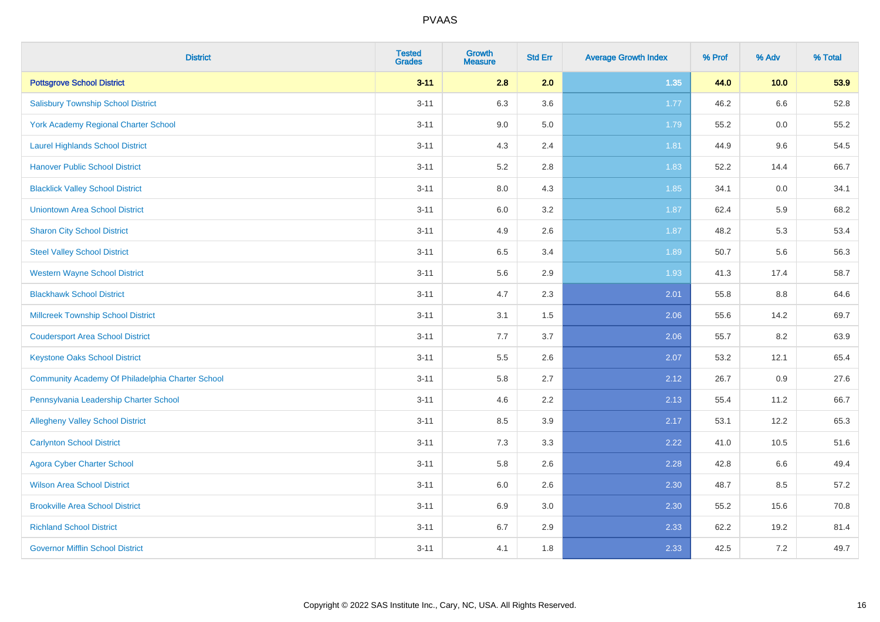# PVAAS

| District | Tested Grades | Growth Measure | Std Err | Average Growth Index | % Prof | % Adv | % Total |
|---|---|---|---|---|---|---|---|
| **Pottsgrove School District** | **3-11** | **2.8** | **2.0** | **1.35** | **44.0** | **10.0** | **53.9** |
| Salisbury Township School District | 3-11 | 6.3 | 3.6 | 1.77 | 46.2 | 6.6 | 52.8 |
| York Academy Regional Charter School | 3-11 | 9.0 | 5.0 | 1.79 | 55.2 | 0.0 | 55.2 |
| Laurel Highlands School District | 3-11 | 4.3 | 2.4 | 1.81 | 44.9 | 9.6 | 54.5 |
| Hanover Public School District | 3-11 | 5.2 | 2.8 | 1.83 | 52.2 | 14.4 | 66.7 |
| Blacklick Valley School District | 3-11 | 8.0 | 4.3 | 1.85 | 34.1 | 0.0 | 34.1 |
| Uniontown Area School District | 3-11 | 6.0 | 3.2 | 1.87 | 62.4 | 5.9 | 68.2 |
| Sharon City School District | 3-11 | 4.9 | 2.6 | 1.87 | 48.2 | 5.3 | 53.4 |
| Steel Valley School District | 3-11 | 6.5 | 3.4 | 1.89 | 50.7 | 5.6 | 56.3 |
| Western Wayne School District | 3-11 | 5.6 | 2.9 | 1.93 | 41.3 | 17.4 | 58.7 |
| Blackhawk School District | 3-11 | 4.7 | 2.3 | 2.01 | 55.8 | 8.8 | 64.6 |
| Millcreek Township School District | 3-11 | 3.1 | 1.5 | 2.06 | 55.6 | 14.2 | 69.7 |
| Coudersport Area School District | 3-11 | 7.7 | 3.7 | 2.06 | 55.7 | 8.2 | 63.9 |
| Keystone Oaks School District | 3-11 | 5.5 | 2.6 | 2.07 | 53.2 | 12.1 | 65.4 |
| Community Academy Of Philadelphia Charter School | 3-11 | 5.8 | 2.7 | 2.12 | 26.7 | 0.9 | 27.6 |
| Pennsylvania Leadership Charter School | 3-11 | 4.6 | 2.2 | 2.13 | 55.4 | 11.2 | 66.7 |
| Allegheny Valley School District | 3-11 | 8.5 | 3.9 | 2.17 | 53.1 | 12.2 | 65.3 |
| Carlynton School District | 3-11 | 7.3 | 3.3 | 2.22 | 41.0 | 10.5 | 51.6 |
| Agora Cyber Charter School | 3-11 | 5.8 | 2.6 | 2.28 | 42.8 | 6.6 | 49.4 |
| Wilson Area School District | 3-11 | 6.0 | 2.6 | 2.30 | 48.7 | 8.5 | 57.2 |
| Brookville Area School District | 3-11 | 6.9 | 3.0 | 2.30 | 55.2 | 15.6 | 70.8 |
| Richland School District | 3-11 | 6.7 | 2.9 | 2.33 | 62.2 | 19.2 | 81.4 |
| Governor Mifflin School District | 3-11 | 4.1 | 1.8 | 2.33 | 42.5 | 7.2 | 49.7 |

Copyright © 2022 SAS Institute Inc., Cary, NC, USA. All Rights Reserved.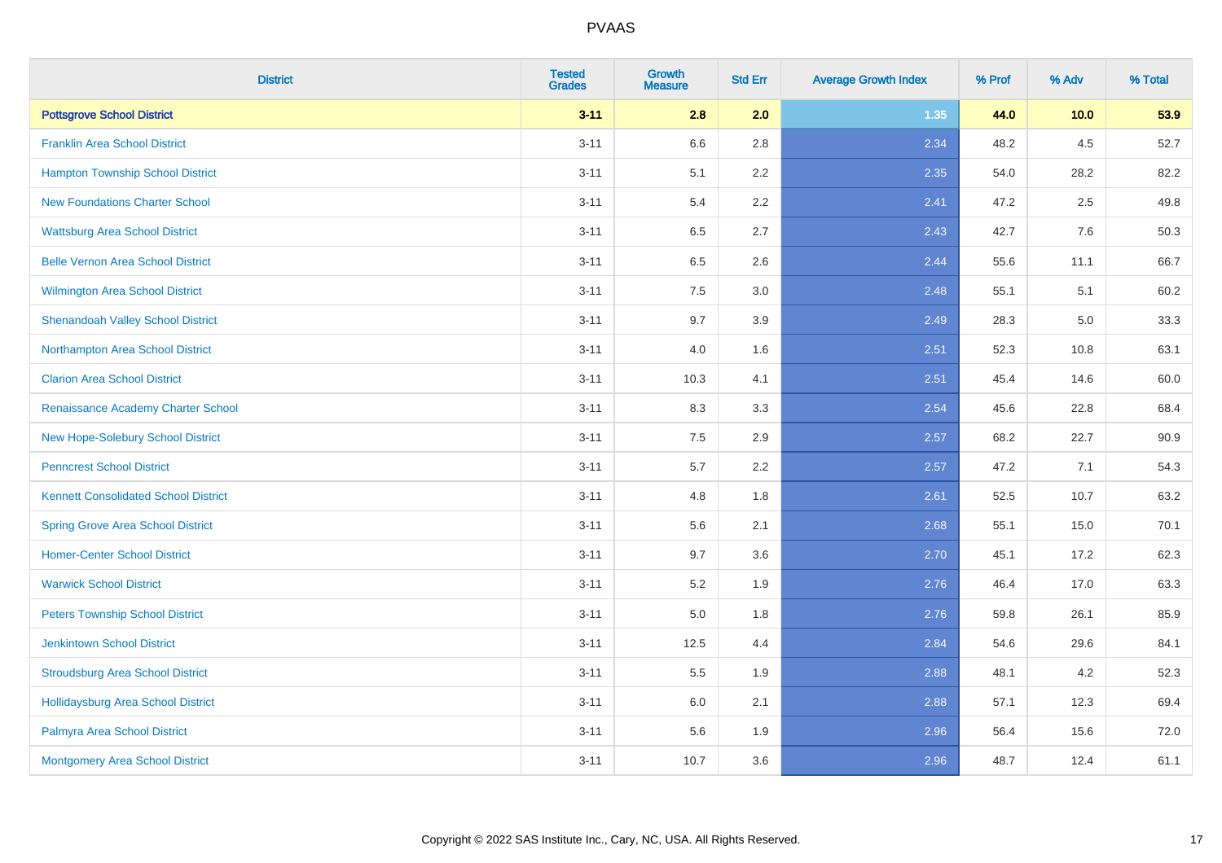| District | Tested Grades | Growth Measure | Std Err | Average Growth Index | % Prof | % Adv | % Total |
|---|---|---|---|---|---|---|---|
| **Pottsgrove School District** | **3-11** | **2.8** | **2.0** | **1.35** | **44.0** | **10.0** | **53.9** |
| Franklin Area School District | 3-11 | 6.6 | 2.8 | 2.34 | 48.2 | 4.5 | 52.7 |
| Hampton Township School District | 3-11 | 5.1 | 2.2 | 2.35 | 54.0 | 28.2 | 82.2 |
| New Foundations Charter School | 3-11 | 5.4 | 2.2 | 2.41 | 47.2 | 2.5 | 49.8 |
| Wattsburg Area School District | 3-11 | 6.5 | 2.7 | 2.43 | 42.7 | 7.6 | 50.3 |
| Belle Vernon Area School District | 3-11 | 6.5 | 2.6 | 2.44 | 55.6 | 11.1 | 66.7 |
| Wilmington Area School District | 3-11 | 7.5 | 3.0 | 2.48 | 55.1 | 5.1 | 60.2 |
| Shenandoah Valley School District | 3-11 | 9.7 | 3.9 | 2.49 | 28.3 | 5.0 | 33.3 |
| Northampton Area School District | 3-11 | 4.0 | 1.6 | 2.51 | 52.3 | 10.8 | 63.1 |
| Clarion Area School District | 3-11 | 10.3 | 4.1 | 2.51 | 45.4 | 14.6 | 60.0 |
| Renaissance Academy Charter School | 3-11 | 8.3 | 3.3 | 2.54 | 45.6 | 22.8 | 68.4 |
| New Hope-Solebury School District | 3-11 | 7.5 | 2.9 | 2.57 | 68.2 | 22.7 | 90.9 |
| Penncrest School District | 3-11 | 5.7 | 2.2 | 2.57 | 47.2 | 7.1 | 54.3 |
| Kennett Consolidated School District | 3-11 | 4.8 | 1.8 | 2.61 | 52.5 | 10.7 | 63.2 |
| Spring Grove Area School District | 3-11 | 5.6 | 2.1 | 2.68 | 55.1 | 15.0 | 70.1 |
| Homer-Center School District | 3-11 | 9.7 | 3.6 | 2.70 | 45.1 | 17.2 | 62.3 |
| Warwick School District | 3-11 | 5.2 | 1.9 | 2.76 | 46.4 | 17.0 | 63.3 |
| Peters Township School District | 3-11 | 5.0 | 1.8 | 2.76 | 59.8 | 26.1 | 85.9 |
| Jenkintown School District | 3-11 | 12.5 | 4.4 | 2.84 | 54.6 | 29.6 | 84.1 |
| Stroudsburg Area School District | 3-11 | 5.5 | 1.9 | 2.88 | 48.1 | 4.2 | 52.3 |
| Hollidaysburg Area School District | 3-11 | 6.0 | 2.1 | 2.88 | 57.1 | 12.3 | 69.4 |
| Palmyra Area School District | 3-11 | 5.6 | 1.9 | 2.96 | 56.4 | 15.6 | 72.0 |
| Montgomery Area School District | 3-11 | 10.7 | 3.6 | 2.96 | 48.7 | 12.4 | 61.1 |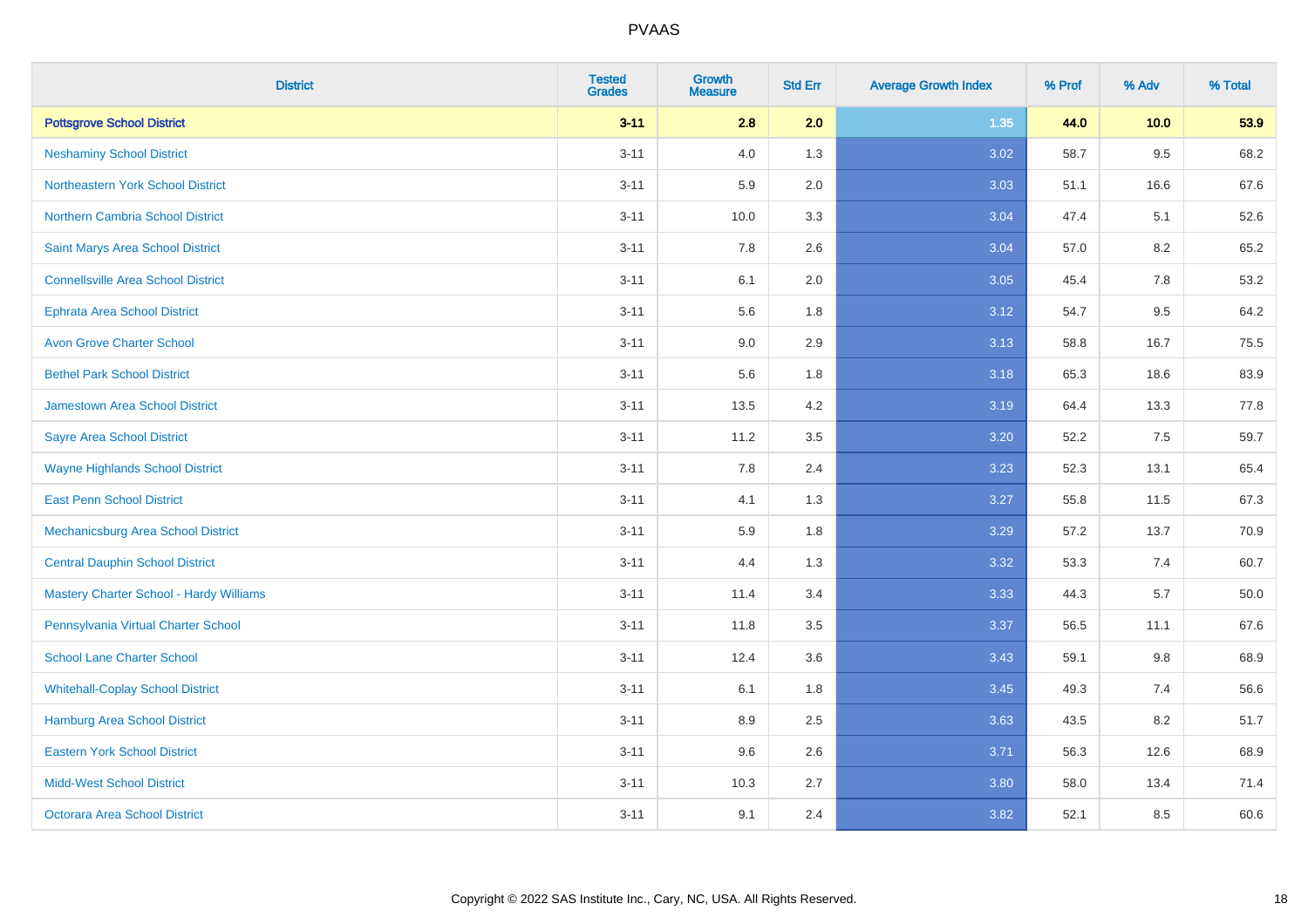# PVAAS

| District | Tested Grades | Growth Measure | Std Err | Average Growth Index | % Prof | % Adv | % Total |
|---|---|---|---|---|---|---|---|
| **Pottsgrove School District** | **3-11** | **2.8** | **2.0** | **1.35** | **44.0** | **10.0** | **53.9** |
| Neshaminy School District | 3-11 | 4.0 | 1.3 | 3.02 | 58.7 | 9.5 | 68.2 |
| Northeastern York School District | 3-11 | 5.9 | 2.0 | 3.03 | 51.1 | 16.6 | 67.6 |
| Northern Cambria School District | 3-11 | 10.0 | 3.3 | 3.04 | 47.4 | 5.1 | 52.6 |
| Saint Marys Area School District | 3-11 | 7.8 | 2.6 | 3.04 | 57.0 | 8.2 | 65.2 |
| Connellsville Area School District | 3-11 | 6.1 | 2.0 | 3.05 | 45.4 | 7.8 | 53.2 |
| Ephrata Area School District | 3-11 | 5.6 | 1.8 | 3.12 | 54.7 | 9.5 | 64.2 |
| Avon Grove Charter School | 3-11 | 9.0 | 2.9 | 3.13 | 58.8 | 16.7 | 75.5 |
| Bethel Park School District | 3-11 | 5.6 | 1.8 | 3.18 | 65.3 | 18.6 | 83.9 |
| Jamestown Area School District | 3-11 | 13.5 | 4.2 | 3.19 | 64.4 | 13.3 | 77.8 |
| Sayre Area School District | 3-11 | 11.2 | 3.5 | 3.20 | 52.2 | 7.5 | 59.7 |
| Wayne Highlands School District | 3-11 | 7.8 | 2.4 | 3.23 | 52.3 | 13.1 | 65.4 |
| East Penn School District | 3-11 | 4.1 | 1.3 | 3.27 | 55.8 | 11.5 | 67.3 |
| Mechanicsburg Area School District | 3-11 | 5.9 | 1.8 | 3.29 | 57.2 | 13.7 | 70.9 |
| Central Dauphin School District | 3-11 | 4.4 | 1.3 | 3.32 | 53.3 | 7.4 | 60.7 |
| Mastery Charter School - Hardy Williams | 3-11 | 11.4 | 3.4 | 3.33 | 44.3 | 5.7 | 50.0 |
| Pennsylvania Virtual Charter School | 3-11 | 11.8 | 3.5 | 3.37 | 56.5 | 11.1 | 67.6 |
| School Lane Charter School | 3-11 | 12.4 | 3.6 | 3.43 | 59.1 | 9.8 | 68.9 |
| Whitehall-Coplay School District | 3-11 | 6.1 | 1.8 | 3.45 | 49.3 | 7.4 | 56.6 |
| Hamburg Area School District | 3-11 | 8.9 | 2.5 | 3.63 | 43.5 | 8.2 | 51.7 |
| Eastern York School District | 3-11 | 9.6 | 2.6 | 3.71 | 56.3 | 12.6 | 68.9 |
| Midd-West School District | 3-11 | 10.3 | 2.7 | 3.80 | 58.0 | 13.4 | 71.4 |
| Octorara Area School District | 3-11 | 9.1 | 2.4 | 3.82 | 52.1 | 8.5 | 60.6 |

Copyright © 2022 SAS Institute Inc., Cary, NC, USA. All Rights Reserved.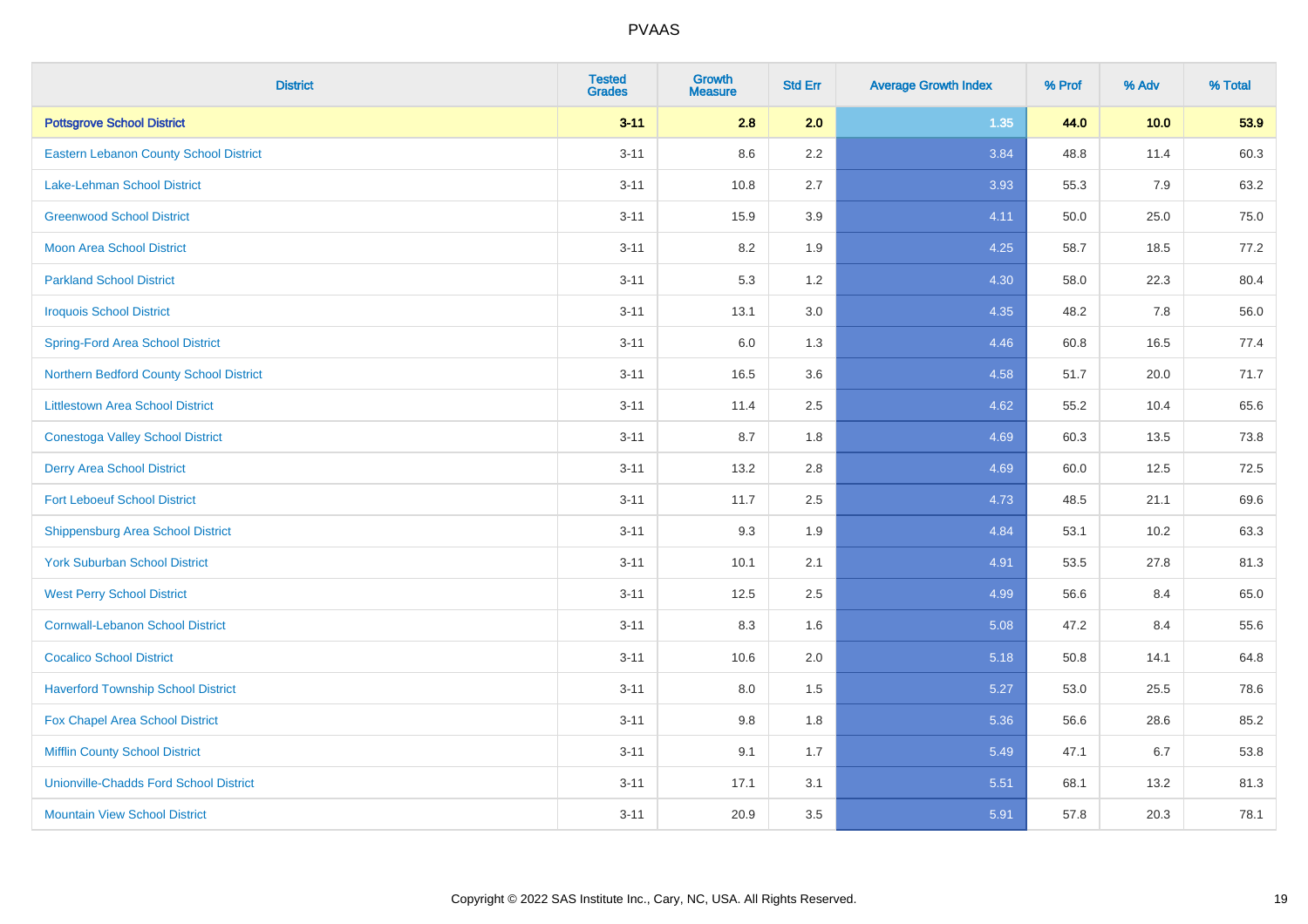# PVAAS

| District | Tested Grades | Growth Measure | Std Err | Average Growth Index | % Prof | % Adv | % Total |
|---|---|---|---|---|---|---|---|
| **Pottsgrove School District** | **3-11** | **2.8** | **2.0** | **1.35** | **44.0** | **10.0** | **53.9** |
| Eastern Lebanon County School District | 3-11 | 8.6 | 2.2 | 3.84 | 48.8 | 11.4 | 60.3 |
| Lake-Lehman School District | 3-11 | 10.8 | 2.7 | 3.93 | 55.3 | 7.9 | 63.2 |
| Greenwood School District | 3-11 | 15.9 | 3.9 | 4.11 | 50.0 | 25.0 | 75.0 |
| Moon Area School District | 3-11 | 8.2 | 1.9 | 4.25 | 58.7 | 18.5 | 77.2 |
| Parkland School District | 3-11 | 5.3 | 1.2 | 4.30 | 58.0 | 22.3 | 80.4 |
| Iroquois School District | 3-11 | 13.1 | 3.0 | 4.35 | 48.2 | 7.8 | 56.0 |
| Spring-Ford Area School District | 3-11 | 6.0 | 1.3 | 4.46 | 60.8 | 16.5 | 77.4 |
| Northern Bedford County School District | 3-11 | 16.5 | 3.6 | 4.58 | 51.7 | 20.0 | 71.7 |
| Littlestown Area School District | 3-11 | 11.4 | 2.5 | 4.62 | 55.2 | 10.4 | 65.6 |
| Conestoga Valley School District | 3-11 | 8.7 | 1.8 | 4.69 | 60.3 | 13.5 | 73.8 |
| Derry Area School District | 3-11 | 13.2 | 2.8 | 4.69 | 60.0 | 12.5 | 72.5 |
| Fort Leboeuf School District | 3-11 | 11.7 | 2.5 | 4.73 | 48.5 | 21.1 | 69.6 |
| Shippensburg Area School District | 3-11 | 9.3 | 1.9 | 4.84 | 53.1 | 10.2 | 63.3 |
| York Suburban School District | 3-11 | 10.1 | 2.1 | 4.91 | 53.5 | 27.8 | 81.3 |
| West Perry School District | 3-11 | 12.5 | 2.5 | 4.99 | 56.6 | 8.4 | 65.0 |
| Cornwall-Lebanon School District | 3-11 | 8.3 | 1.6 | 5.08 | 47.2 | 8.4 | 55.6 |
| Cocalico School District | 3-11 | 10.6 | 2.0 | 5.18 | 50.8 | 14.1 | 64.8 |
| Haverford Township School District | 3-11 | 8.0 | 1.5 | 5.27 | 53.0 | 25.5 | 78.6 |
| Fox Chapel Area School District | 3-11 | 9.8 | 1.8 | 5.36 | 56.6 | 28.6 | 85.2 |
| Mifflin County School District | 3-11 | 9.1 | 1.7 | 5.49 | 47.1 | 6.7 | 53.8 |
| Unionville-Chadds Ford School District | 3-11 | 17.1 | 3.1 | 5.51 | 68.1 | 13.2 | 81.3 |
| Mountain View School District | 3-11 | 20.9 | 3.5 | 5.91 | 57.8 | 20.3 | 78.1 |

Copyright © 2022 SAS Institute Inc., Cary, NC, USA. All Rights Reserved.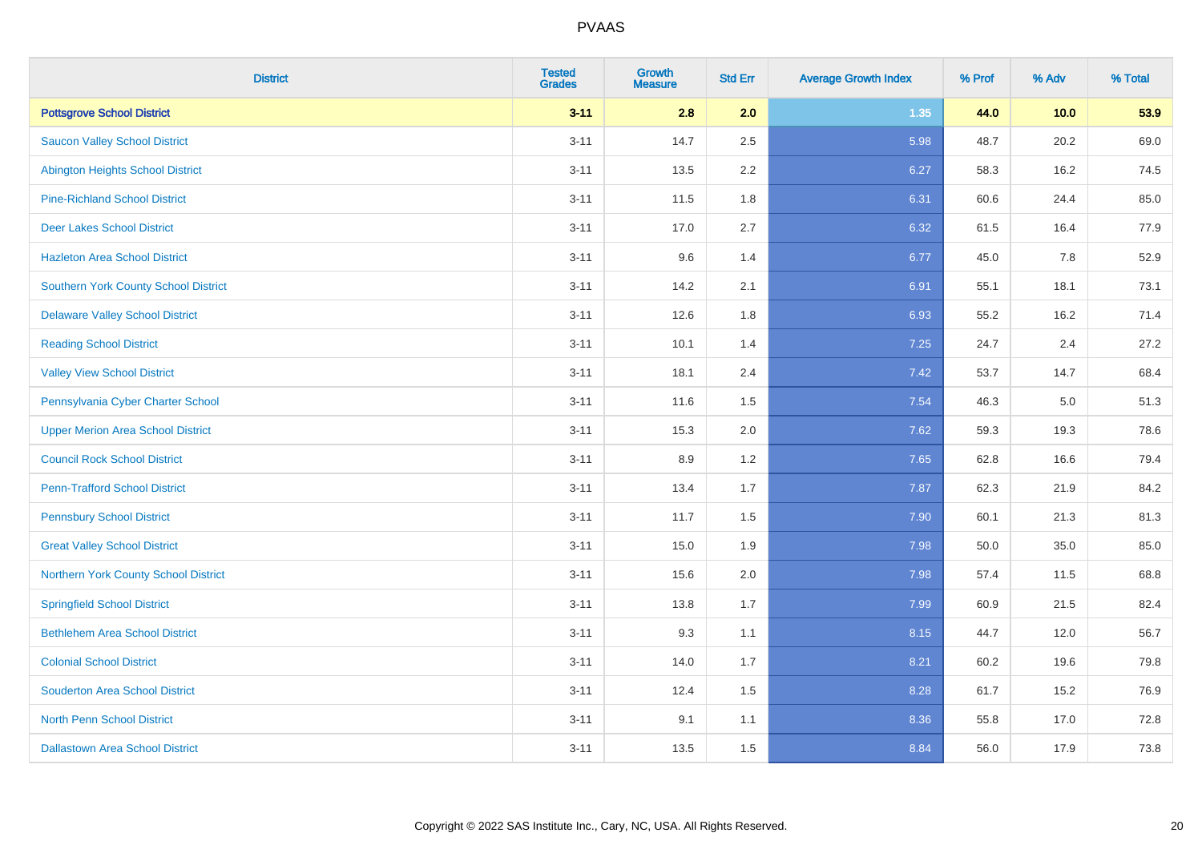# PVAAS

| District | Tested Grades | Growth Measure | Std Err | Average Growth Index | % Prof | % Adv | % Total |
|---|---|---|---|---|---|---|---|
| **Pottsgrove School District** | **3-11** | **2.8** | **2.0** | **1.35** | **44.0** | **10.0** | **53.9** |
| Saucon Valley School District | 3-11 | 14.7 | 2.5 | 5.98 | 48.7 | 20.2 | 69.0 |
| Abington Heights School District | 3-11 | 13.5 | 2.2 | 6.27 | 58.3 | 16.2 | 74.5 |
| Pine-Richland School District | 3-11 | 11.5 | 1.8 | 6.31 | 60.6 | 24.4 | 85.0 |
| Deer Lakes School District | 3-11 | 17.0 | 2.7 | 6.32 | 61.5 | 16.4 | 77.9 |
| Hazleton Area School District | 3-11 | 9.6 | 1.4 | 6.77 | 45.0 | 7.8 | 52.9 |
| Southern York County School District | 3-11 | 14.2 | 2.1 | 6.91 | 55.1 | 18.1 | 73.1 |
| Delaware Valley School District | 3-11 | 12.6 | 1.8 | 6.93 | 55.2 | 16.2 | 71.4 |
| Reading School District | 3-11 | 10.1 | 1.4 | 7.25 | 24.7 | 2.4 | 27.2 |
| Valley View School District | 3-11 | 18.1 | 2.4 | 7.42 | 53.7 | 14.7 | 68.4 |
| Pennsylvania Cyber Charter School | 3-11 | 11.6 | 1.5 | 7.54 | 46.3 | 5.0 | 51.3 |
| Upper Merion Area School District | 3-11 | 15.3 | 2.0 | 7.62 | 59.3 | 19.3 | 78.6 |
| Council Rock School District | 3-11 | 8.9 | 1.2 | 7.65 | 62.8 | 16.6 | 79.4 |
| Penn-Trafford School District | 3-11 | 13.4 | 1.7 | 7.87 | 62.3 | 21.9 | 84.2 |
| Pennsbury School District | 3-11 | 11.7 | 1.5 | 7.90 | 60.1 | 21.3 | 81.3 |
| Great Valley School District | 3-11 | 15.0 | 1.9 | 7.98 | 50.0 | 35.0 | 85.0 |
| Northern York County School District | 3-11 | 15.6 | 2.0 | 7.98 | 57.4 | 11.5 | 68.8 |
| Springfield School District | 3-11 | 13.8 | 1.7 | 7.99 | 60.9 | 21.5 | 82.4 |
| Bethlehem Area School District | 3-11 | 9.3 | 1.1 | 8.15 | 44.7 | 12.0 | 56.7 |
| Colonial School District | 3-11 | 14.0 | 1.7 | 8.21 | 60.2 | 19.6 | 79.8 |
| Souderton Area School District | 3-11 | 12.4 | 1.5 | 8.28 | 61.7 | 15.2 | 76.9 |
| North Penn School District | 3-11 | 9.1 | 1.1 | 8.36 | 55.8 | 17.0 | 72.8 |
| Dallastown Area School District | 3-11 | 13.5 | 1.5 | 8.84 | 56.0 | 17.9 | 73.8 |

Copyright © 2022 SAS Institute Inc., Cary, NC, USA. All Rights Reserved.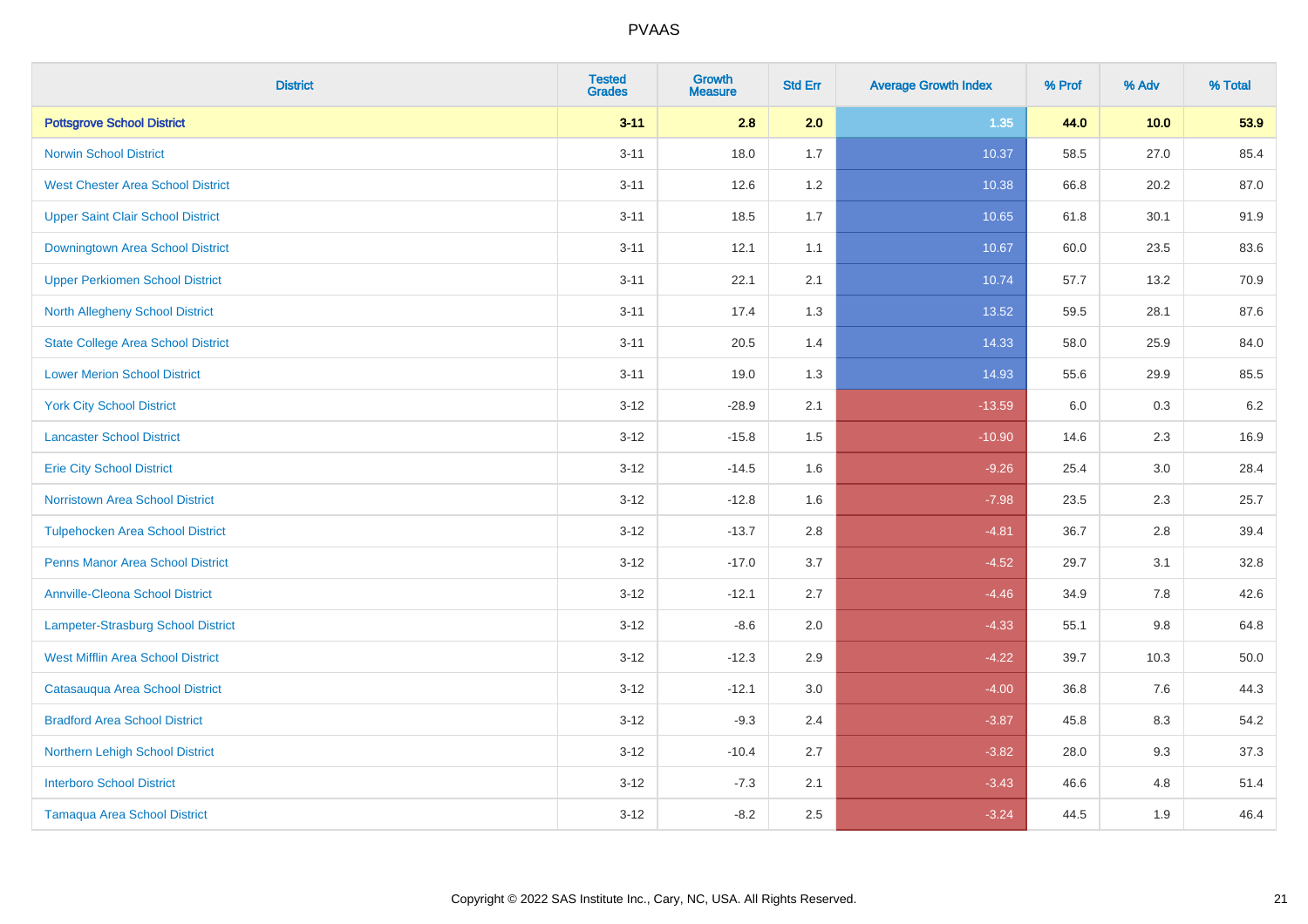# PVAAS

| District | Tested Grades | Growth Measure | Std Err | Average Growth Index | % Prof | % Adv | % Total |
|---|---|---|---|---|---|---|---|
| **Pottsgrove School District** | **3-11** | **2.8** | **2.0** | **1.35** | **44.0** | **10.0** | **53.9** |
| Norwin School District | 3-11 | 18.0 | 1.7 | 10.37 | 58.5 | 27.0 | 85.4 |
| West Chester Area School District | 3-11 | 12.6 | 1.2 | 10.38 | 66.8 | 20.2 | 87.0 |
| Upper Saint Clair School District | 3-11 | 18.5 | 1.7 | 10.65 | 61.8 | 30.1 | 91.9 |
| Downingtown Area School District | 3-11 | 12.1 | 1.1 | 10.67 | 60.0 | 23.5 | 83.6 |
| Upper Perkiomen School District | 3-11 | 22.1 | 2.1 | 10.74 | 57.7 | 13.2 | 70.9 |
| North Allegheny School District | 3-11 | 17.4 | 1.3 | 13.52 | 59.5 | 28.1 | 87.6 |
| State College Area School District | 3-11 | 20.5 | 1.4 | 14.33 | 58.0 | 25.9 | 84.0 |
| Lower Merion School District | 3-11 | 19.0 | 1.3 | 14.93 | 55.6 | 29.9 | 85.5 |
| York City School District | 3-12 | -28.9 | 2.1 | -13.59 | 6.0 | 0.3 | 6.2 |
| Lancaster School District | 3-12 | -15.8 | 1.5 | -10.90 | 14.6 | 2.3 | 16.9 |
| Erie City School District | 3-12 | -14.5 | 1.6 | -9.26 | 25.4 | 3.0 | 28.4 |
| Norristown Area School District | 3-12 | -12.8 | 1.6 | -7.98 | 23.5 | 2.3 | 25.7 |
| Tulpehocken Area School District | 3-12 | -13.7 | 2.8 | -4.81 | 36.7 | 2.8 | 39.4 |
| Penns Manor Area School District | 3-12 | -17.0 | 3.7 | -4.52 | 29.7 | 3.1 | 32.8 |
| Annville-Cleona School District | 3-12 | -12.1 | 2.7 | -4.46 | 34.9 | 7.8 | 42.6 |
| Lampeter-Strasburg School District | 3-12 | -8.6 | 2.0 | -4.33 | 55.1 | 9.8 | 64.8 |
| West Mifflin Area School District | 3-12 | -12.3 | 2.9 | -4.22 | 39.7 | 10.3 | 50.0 |
| Catasauqua Area School District | 3-12 | -12.1 | 3.0 | -4.00 | 36.8 | 7.6 | 44.3 |
| Bradford Area School District | 3-12 | -9.3 | 2.4 | -3.87 | 45.8 | 8.3 | 54.2 |
| Northern Lehigh School District | 3-12 | -10.4 | 2.7 | -3.82 | 28.0 | 9.3 | 37.3 |
| Interboro School District | 3-12 | -7.3 | 2.1 | -3.43 | 46.6 | 4.8 | 51.4 |
| Tamaqua Area School District | 3-12 | -8.2 | 2.5 | -3.24 | 44.5 | 1.9 | 46.4 |

Copyright © 2022 SAS Institute Inc., Cary, NC, USA. All Rights Reserved.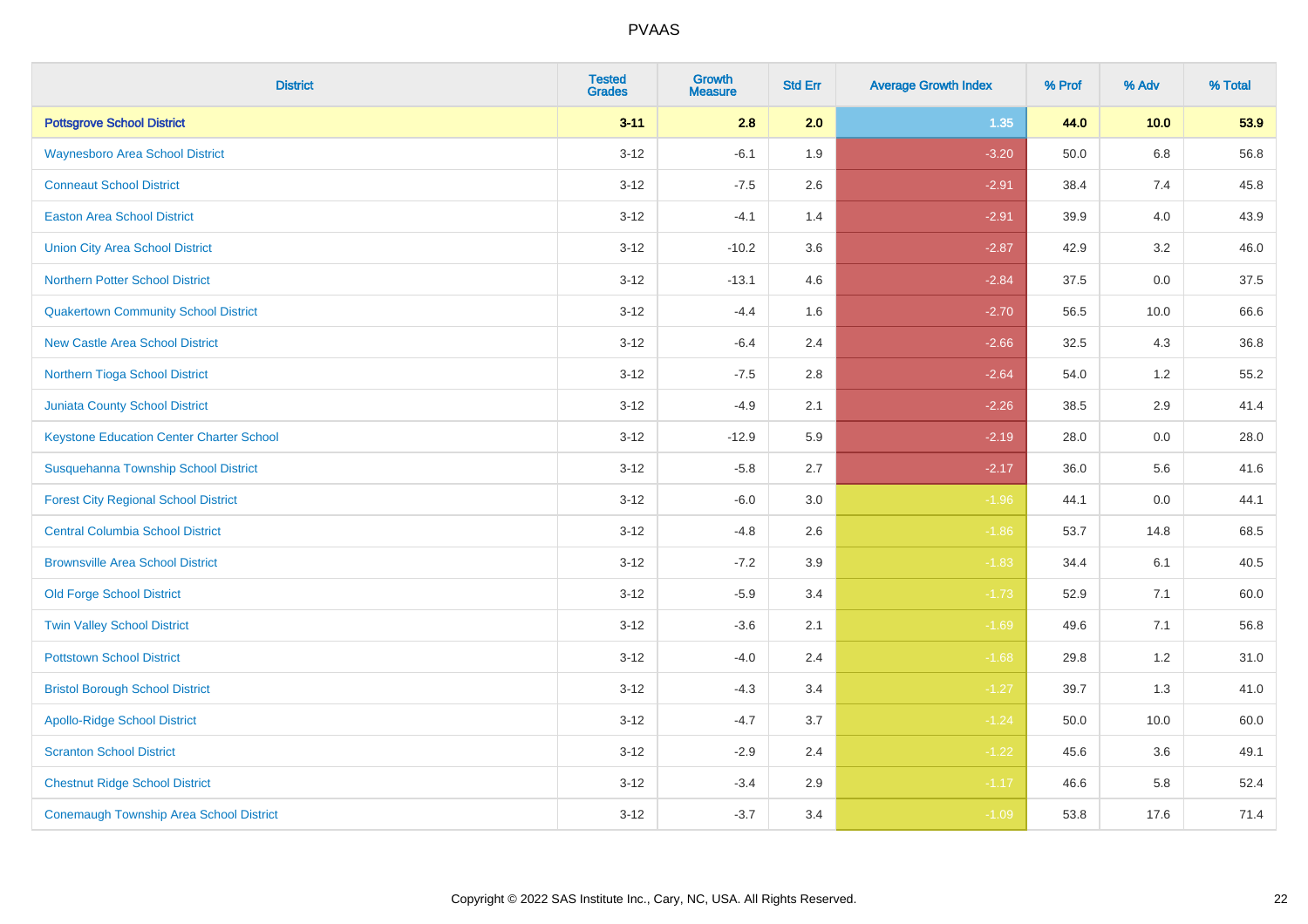| District | Tested Grades | Growth Measure | Std Err | Average Growth Index | % Prof | % Adv | % Total |
|---|---|---|---|---|---|---|---|
| **Pottsgrove School District** | **3-11** | **2.8** | **2.0** | **1.35** | **44.0** | **10.0** | **53.9** |
| Waynesboro Area School District | 3-12 | -6.1 | 1.9 | -3.20 | 50.0 | 6.8 | 56.8 |
| Conneaut School District | 3-12 | -7.5 | 2.6 | -2.91 | 38.4 | 7.4 | 45.8 |
| Easton Area School District | 3-12 | -4.1 | 1.4 | -2.91 | 39.9 | 4.0 | 43.9 |
| Union City Area School District | 3-12 | -10.2 | 3.6 | -2.87 | 42.9 | 3.2 | 46.0 |
| Northern Potter School District | 3-12 | -13.1 | 4.6 | -2.84 | 37.5 | 0.0 | 37.5 |
| Quakertown Community School District | 3-12 | -4.4 | 1.6 | -2.70 | 56.5 | 10.0 | 66.6 |
| New Castle Area School District | 3-12 | -6.4 | 2.4 | -2.66 | 32.5 | 4.3 | 36.8 |
| Northern Tioga School District | 3-12 | -7.5 | 2.8 | -2.64 | 54.0 | 1.2 | 55.2 |
| Juniata County School District | 3-12 | -4.9 | 2.1 | -2.26 | 38.5 | 2.9 | 41.4 |
| Keystone Education Center Charter School | 3-12 | -12.9 | 5.9 | -2.19 | 28.0 | 0.0 | 28.0 |
| Susquehanna Township School District | 3-12 | -5.8 | 2.7 | -2.17 | 36.0 | 5.6 | 41.6 |
| Forest City Regional School District | 3-12 | -6.0 | 3.0 | -1.96 | 44.1 | 0.0 | 44.1 |
| Central Columbia School District | 3-12 | -4.8 | 2.6 | -1.86 | 53.7 | 14.8 | 68.5 |
| Brownsville Area School District | 3-12 | -7.2 | 3.9 | -1.83 | 34.4 | 6.1 | 40.5 |
| Old Forge School District | 3-12 | -5.9 | 3.4 | -1.73 | 52.9 | 7.1 | 60.0 |
| Twin Valley School District | 3-12 | -3.6 | 2.1 | -1.69 | 49.6 | 7.1 | 56.8 |
| Pottstown School District | 3-12 | -4.0 | 2.4 | -1.68 | 29.8 | 1.2 | 31.0 |
| Bristol Borough School District | 3-12 | -4.3 | 3.4 | -1.27 | 39.7 | 1.3 | 41.0 |
| Apollo-Ridge School District | 3-12 | -4.7 | 3.7 | -1.24 | 50.0 | 10.0 | 60.0 |
| Scranton School District | 3-12 | -2.9 | 2.4 | -1.22 | 45.6 | 3.6 | 49.1 |
| Chestnut Ridge School District | 3-12 | -3.4 | 2.9 | -1.17 | 46.6 | 5.8 | 52.4 |
| Conemaugh Township Area School District | 3-12 | -3.7 | 3.4 | -1.09 | 53.8 | 17.6 | 71.4 |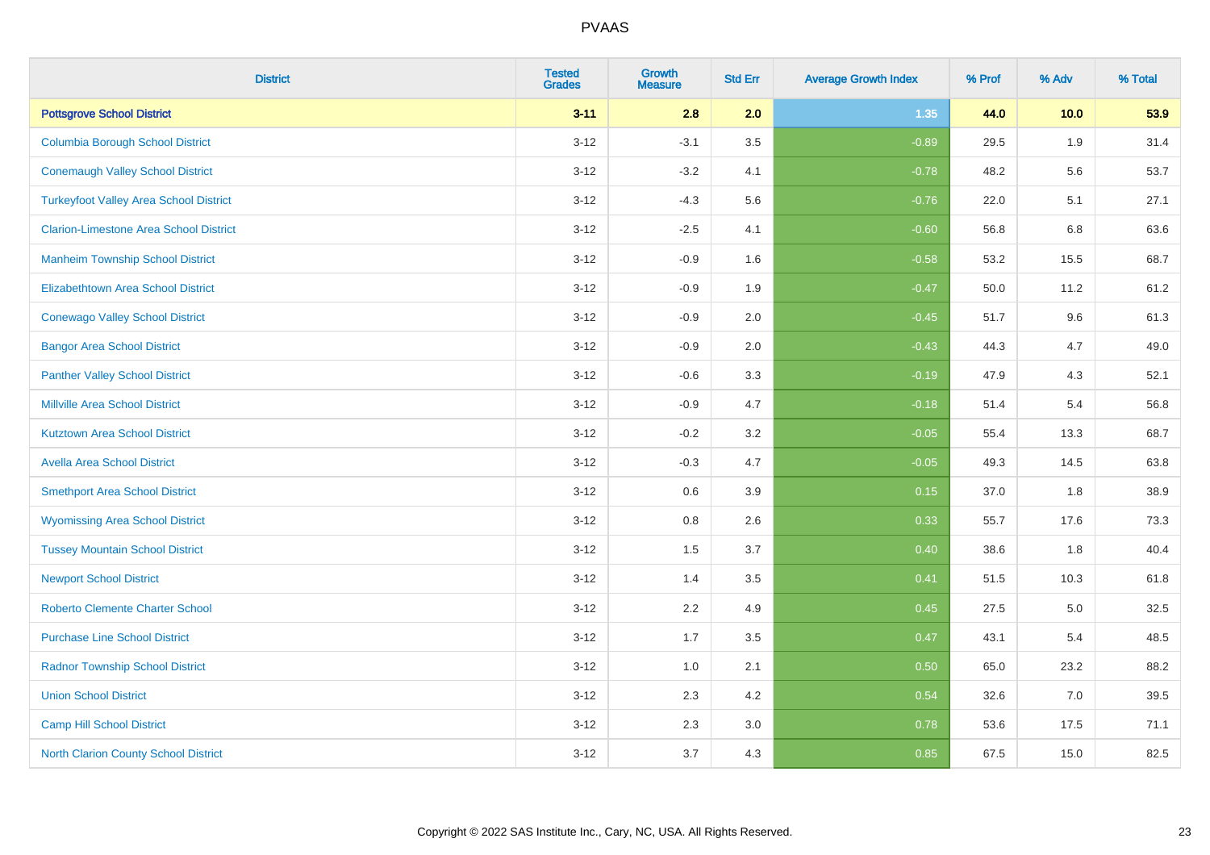# PVAAS

| District | Tested Grades | Growth Measure | Std Err | Average Growth Index | % Prof | % Adv | % Total |
|---|---|---|---|---|---|---|---|
| **Pottsgrove School District** | **3-11** | **2.8** | **2.0** | **1.35** | **44.0** | **10.0** | **53.9** |
| Columbia Borough School District | 3-12 | -3.1 | 3.5 | -0.89 | 29.5 | 1.9 | 31.4 |
| Conemaugh Valley School District | 3-12 | -3.2 | 4.1 | -0.78 | 48.2 | 5.6 | 53.7 |
| Turkeyfoot Valley Area School District | 3-12 | -4.3 | 5.6 | -0.76 | 22.0 | 5.1 | 27.1 |
| Clarion-Limestone Area School District | 3-12 | -2.5 | 4.1 | -0.60 | 56.8 | 6.8 | 63.6 |
| Manheim Township School District | 3-12 | -0.9 | 1.6 | -0.58 | 53.2 | 15.5 | 68.7 |
| Elizabethtown Area School District | 3-12 | -0.9 | 1.9 | -0.47 | 50.0 | 11.2 | 61.2 |
| Conewago Valley School District | 3-12 | -0.9 | 2.0 | -0.45 | 51.7 | 9.6 | 61.3 |
| Bangor Area School District | 3-12 | -0.9 | 2.0 | -0.43 | 44.3 | 4.7 | 49.0 |
| Panther Valley School District | 3-12 | -0.6 | 3.3 | -0.19 | 47.9 | 4.3 | 52.1 |
| Millville Area School District | 3-12 | -0.9 | 4.7 | -0.18 | 51.4 | 5.4 | 56.8 |
| Kutztown Area School District | 3-12 | -0.2 | 3.2 | -0.05 | 55.4 | 13.3 | 68.7 |
| Avella Area School District | 3-12 | -0.3 | 4.7 | -0.05 | 49.3 | 14.5 | 63.8 |
| Smethport Area School District | 3-12 | 0.6 | 3.9 | 0.15 | 37.0 | 1.8 | 38.9 |
| Wyomissing Area School District | 3-12 | 0.8 | 2.6 | 0.33 | 55.7 | 17.6 | 73.3 |
| Tussey Mountain School District | 3-12 | 1.5 | 3.7 | 0.40 | 38.6 | 1.8 | 40.4 |
| Newport School District | 3-12 | 1.4 | 3.5 | 0.41 | 51.5 | 10.3 | 61.8 |
| Roberto Clemente Charter School | 3-12 | 2.2 | 4.9 | 0.45 | 27.5 | 5.0 | 32.5 |
| Purchase Line School District | 3-12 | 1.7 | 3.5 | 0.47 | 43.1 | 5.4 | 48.5 |
| Radnor Township School District | 3-12 | 1.0 | 2.1 | 0.50 | 65.0 | 23.2 | 88.2 |
| Union School District | 3-12 | 2.3 | 4.2 | 0.54 | 32.6 | 7.0 | 39.5 |
| Camp Hill School District | 3-12 | 2.3 | 3.0 | 0.78 | 53.6 | 17.5 | 71.1 |
| North Clarion County School District | 3-12 | 3.7 | 4.3 | 0.85 | 67.5 | 15.0 | 82.5 |

Copyright © 2022 SAS Institute Inc., Cary, NC, USA. All Rights Reserved.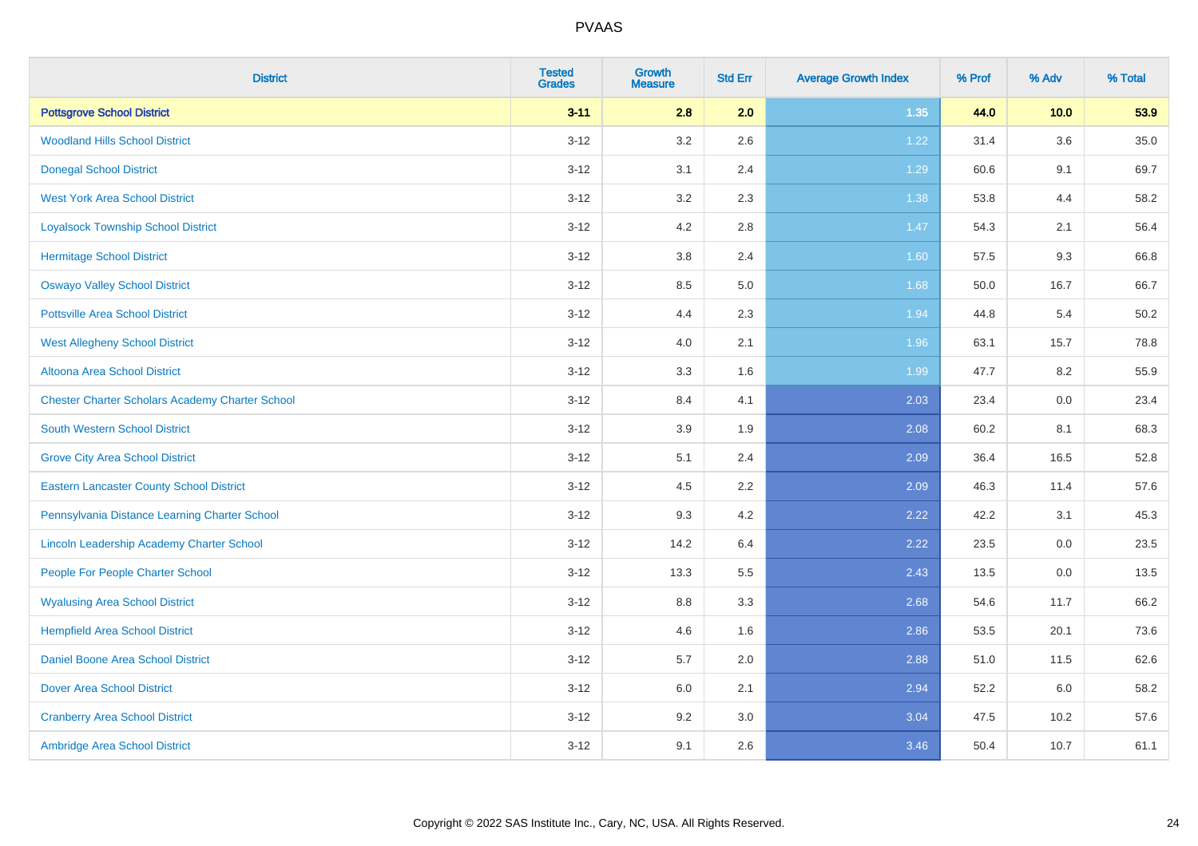| District | Tested Grades | Growth Measure | Std Err | Average Growth Index | % Prof | % Adv | % Total |
|---|---|---|---|---|---|---|---|
| **Pottsgrove School District** | **3-11** | **2.8** | **2.0** | **1.35** | **44.0** | **10.0** | **53.9** |
| Woodland Hills School District | 3-12 | 3.2 | 2.6 | 1.22 | 31.4 | 3.6 | 35.0 |
| Donegal School District | 3-12 | 3.1 | 2.4 | 1.29 | 60.6 | 9.1 | 69.7 |
| West York Area School District | 3-12 | 3.2 | 2.3 | 1.38 | 53.8 | 4.4 | 58.2 |
| Loyalsock Township School District | 3-12 | 4.2 | 2.8 | 1.47 | 54.3 | 2.1 | 56.4 |
| Hermitage School District | 3-12 | 3.8 | 2.4 | 1.60 | 57.5 | 9.3 | 66.8 |
| Oswayo Valley School District | 3-12 | 8.5 | 5.0 | 1.68 | 50.0 | 16.7 | 66.7 |
| Pottsville Area School District | 3-12 | 4.4 | 2.3 | 1.94 | 44.8 | 5.4 | 50.2 |
| West Allegheny School District | 3-12 | 4.0 | 2.1 | 1.96 | 63.1 | 15.7 | 78.8 |
| Altoona Area School District | 3-12 | 3.3 | 1.6 | 1.99 | 47.7 | 8.2 | 55.9 |
| Chester Charter Scholars Academy Charter School | 3-12 | 8.4 | 4.1 | 2.03 | 23.4 | 0.0 | 23.4 |
| South Western School District | 3-12 | 3.9 | 1.9 | 2.08 | 60.2 | 8.1 | 68.3 |
| Grove City Area School District | 3-12 | 5.1 | 2.4 | 2.09 | 36.4 | 16.5 | 52.8 |
| Eastern Lancaster County School District | 3-12 | 4.5 | 2.2 | 2.09 | 46.3 | 11.4 | 57.6 |
| Pennsylvania Distance Learning Charter School | 3-12 | 9.3 | 4.2 | 2.22 | 42.2 | 3.1 | 45.3 |
| Lincoln Leadership Academy Charter School | 3-12 | 14.2 | 6.4 | 2.22 | 23.5 | 0.0 | 23.5 |
| People For People Charter School | 3-12 | 13.3 | 5.5 | 2.43 | 13.5 | 0.0 | 13.5 |
| Wyalusing Area School District | 3-12 | 8.8 | 3.3 | 2.68 | 54.6 | 11.7 | 66.2 |
| Hempfield Area School District | 3-12 | 4.6 | 1.6 | 2.86 | 53.5 | 20.1 | 73.6 |
| Daniel Boone Area School District | 3-12 | 5.7 | 2.0 | 2.88 | 51.0 | 11.5 | 62.6 |
| Dover Area School District | 3-12 | 6.0 | 2.1 | 2.94 | 52.2 | 6.0 | 58.2 |
| Cranberry Area School District | 3-12 | 9.2 | 3.0 | 3.04 | 47.5 | 10.2 | 57.6 |
| Ambridge Area School District | 3-12 | 9.1 | 2.6 | 3.46 | 50.4 | 10.7 | 61.1 |

Copyright © 2022 SAS Institute Inc., Cary, NC, USA. All Rights Reserved.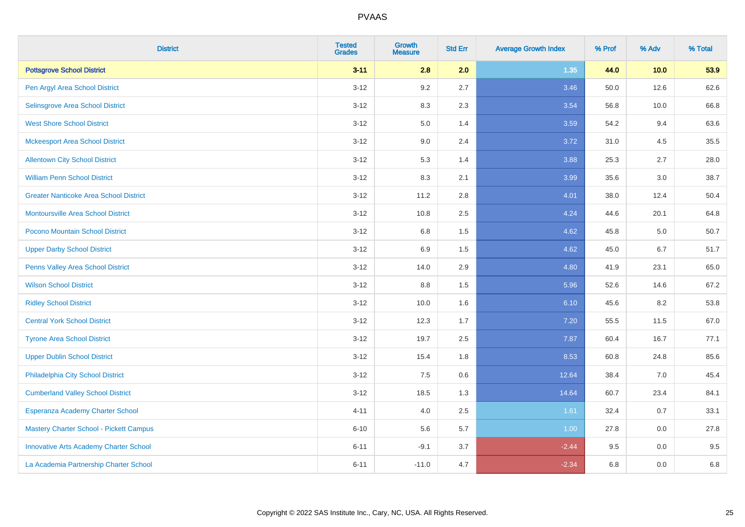# PVAAS

| District | Tested Grades | Growth Measure | Std Err | Average Growth Index | % Prof | % Adv | % Total |
|---|---|---|---|---|---|---|---|
| **Pottsgrove School District** | **3-11** | **2.8** | **2.0** | **1.35** | **44.0** | **10.0** | **53.9** |
| Pen Argyl Area School District | 3-12 | 9.2 | 2.7 | 3.46 | 50.0 | 12.6 | 62.6 |
| Selinsgrove Area School District | 3-12 | 8.3 | 2.3 | 3.54 | 56.8 | 10.0 | 66.8 |
| West Shore School District | 3-12 | 5.0 | 1.4 | 3.59 | 54.2 | 9.4 | 63.6 |
| Mckeesport Area School District | 3-12 | 9.0 | 2.4 | 3.72 | 31.0 | 4.5 | 35.5 |
| Allentown City School District | 3-12 | 5.3 | 1.4 | 3.88 | 25.3 | 2.7 | 28.0 |
| William Penn School District | 3-12 | 8.3 | 2.1 | 3.99 | 35.6 | 3.0 | 38.7 |
| Greater Nanticoke Area School District | 3-12 | 11.2 | 2.8 | 4.01 | 38.0 | 12.4 | 50.4 |
| Montoursville Area School District | 3-12 | 10.8 | 2.5 | 4.24 | 44.6 | 20.1 | 64.8 |
| Pocono Mountain School District | 3-12 | 6.8 | 1.5 | 4.62 | 45.8 | 5.0 | 50.7 |
| Upper Darby School District | 3-12 | 6.9 | 1.5 | 4.62 | 45.0 | 6.7 | 51.7 |
| Penns Valley Area School District | 3-12 | 14.0 | 2.9 | 4.80 | 41.9 | 23.1 | 65.0 |
| Wilson School District | 3-12 | 8.8 | 1.5 | 5.96 | 52.6 | 14.6 | 67.2 |
| Ridley School District | 3-12 | 10.0 | 1.6 | 6.10 | 45.6 | 8.2 | 53.8 |
| Central York School District | 3-12 | 12.3 | 1.7 | 7.20 | 55.5 | 11.5 | 67.0 |
| Tyrone Area School District | 3-12 | 19.7 | 2.5 | 7.87 | 60.4 | 16.7 | 77.1 |
| Upper Dublin School District | 3-12 | 15.4 | 1.8 | 8.53 | 60.8 | 24.8 | 85.6 |
| Philadelphia City School District | 3-12 | 7.5 | 0.6 | 12.64 | 38.4 | 7.0 | 45.4 |
| Cumberland Valley School District | 3-12 | 18.5 | 1.3 | 14.64 | 60.7 | 23.4 | 84.1 |
| Esperanza Academy Charter School | 4-11 | 4.0 | 2.5 | 1.61 | 32.4 | 0.7 | 33.1 |
| Mastery Charter School - Pickett Campus | 6-10 | 5.6 | 5.7 | 1.00 | 27.8 | 0.0 | 27.8 |
| Innovative Arts Academy Charter School | 6-11 | -9.1 | 3.7 | -2.44 | 9.5 | 0.0 | 9.5 |
| La Academia Partnership Charter School | 6-11 | -11.0 | 4.7 | -2.34 | 6.8 | 0.0 | 6.8 |

Copyright © 2022 SAS Institute Inc., Cary, NC, USA. All Rights Reserved.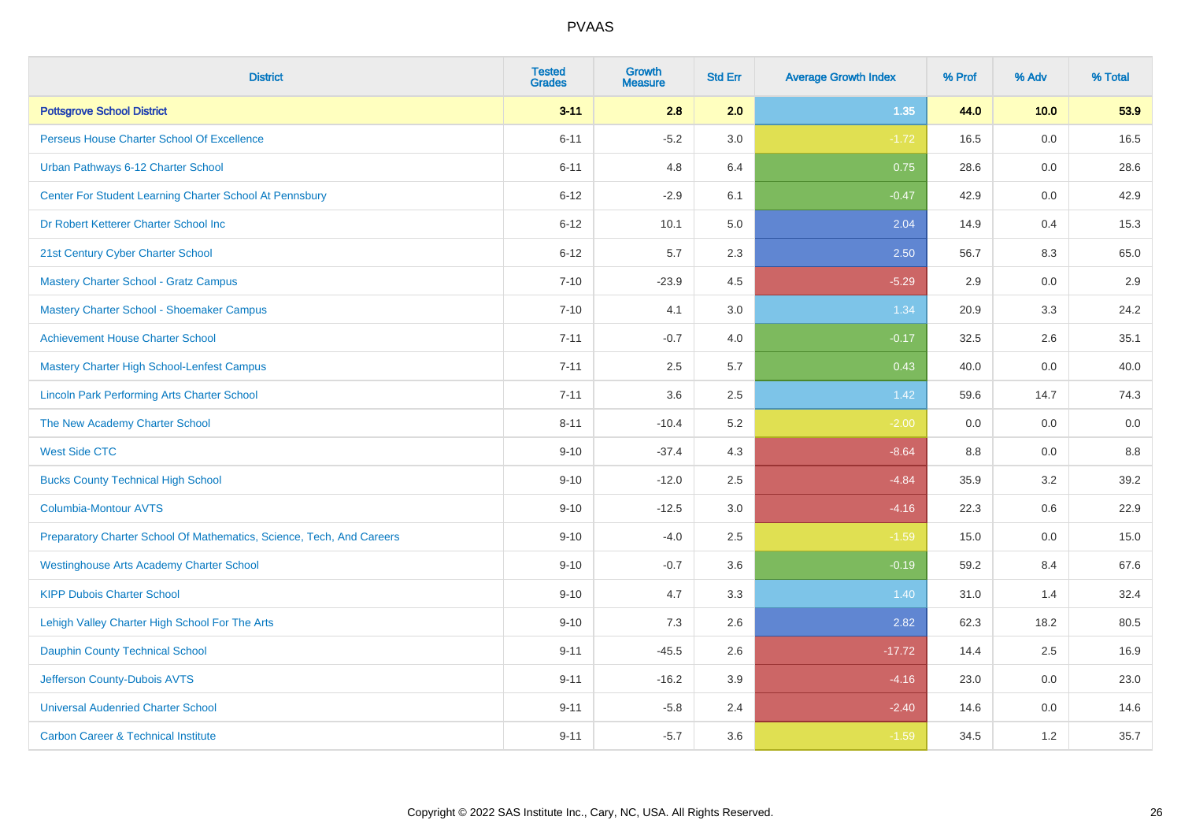| District | Tested Grades | Growth Measure | Std Err | Average Growth Index | % Prof | % Adv | % Total |
|---|---|---|---|---|---|---|---|
| **Pottsgrove School District** | **3-11** | **2.8** | **2.0** | **1.35** | **44.0** | **10.0** | **53.9** |
| Perseus House Charter School Of Excellence | 6-11 | -5.2 | 3.0 | -1.72 | 16.5 | 0.0 | 16.5 |
| Urban Pathways 6-12 Charter School | 6-11 | 4.8 | 6.4 | 0.75 | 28.6 | 0.0 | 28.6 |
| Center For Student Learning Charter School At Pennsbury | 6-12 | -2.9 | 6.1 | -0.47 | 42.9 | 0.0 | 42.9 |
| Dr Robert Ketterer Charter School Inc | 6-12 | 10.1 | 5.0 | 2.04 | 14.9 | 0.4 | 15.3 |
| 21st Century Cyber Charter School | 6-12 | 5.7 | 2.3 | 2.50 | 56.7 | 8.3 | 65.0 |
| Mastery Charter School - Gratz Campus | 7-10 | -23.9 | 4.5 | -5.29 | 2.9 | 0.0 | 2.9 |
| Mastery Charter School - Shoemaker Campus | 7-10 | 4.1 | 3.0 | 1.34 | 20.9 | 3.3 | 24.2 |
| Achievement House Charter School | 7-11 | -0.7 | 4.0 | -0.17 | 32.5 | 2.6 | 35.1 |
| Mastery Charter High School-Lenfest Campus | 7-11 | 2.5 | 5.7 | 0.43 | 40.0 | 0.0 | 40.0 |
| Lincoln Park Performing Arts Charter School | 7-11 | 3.6 | 2.5 | 1.42 | 59.6 | 14.7 | 74.3 |
| The New Academy Charter School | 8-11 | -10.4 | 5.2 | -2.00 | 0.0 | 0.0 | 0.0 |
| West Side CTC | 9-10 | -37.4 | 4.3 | -8.64 | 8.8 | 0.0 | 8.8 |
| Bucks County Technical High School | 9-10 | -12.0 | 2.5 | -4.84 | 35.9 | 3.2 | 39.2 |
| Columbia-Montour AVTS | 9-10 | -12.5 | 3.0 | -4.16 | 22.3 | 0.6 | 22.9 |
| Preparatory Charter School Of Mathematics, Science, Tech, And Careers | 9-10 | -4.0 | 2.5 | -1.59 | 15.0 | 0.0 | 15.0 |
| Westinghouse Arts Academy Charter School | 9-10 | -0.7 | 3.6 | -0.19 | 59.2 | 8.4 | 67.6 |
| KIPP Dubois Charter School | 9-10 | 4.7 | 3.3 | 1.40 | 31.0 | 1.4 | 32.4 |
| Lehigh Valley Charter High School For The Arts | 9-10 | 7.3 | 2.6 | 2.82 | 62.3 | 18.2 | 80.5 |
| Dauphin County Technical School | 9-11 | -45.5 | 2.6 | -17.72 | 14.4 | 2.5 | 16.9 |
| Jefferson County-Dubois AVTS | 9-11 | -16.2 | 3.9 | -4.16 | 23.0 | 0.0 | 23.0 |
| Universal Audenried Charter School | 9-11 | -5.8 | 2.4 | -2.40 | 14.6 | 0.0 | 14.6 |
| Carbon Career & Technical Institute | 9-11 | -5.7 | 3.6 | -1.59 | 34.5 | 1.2 | 35.7 |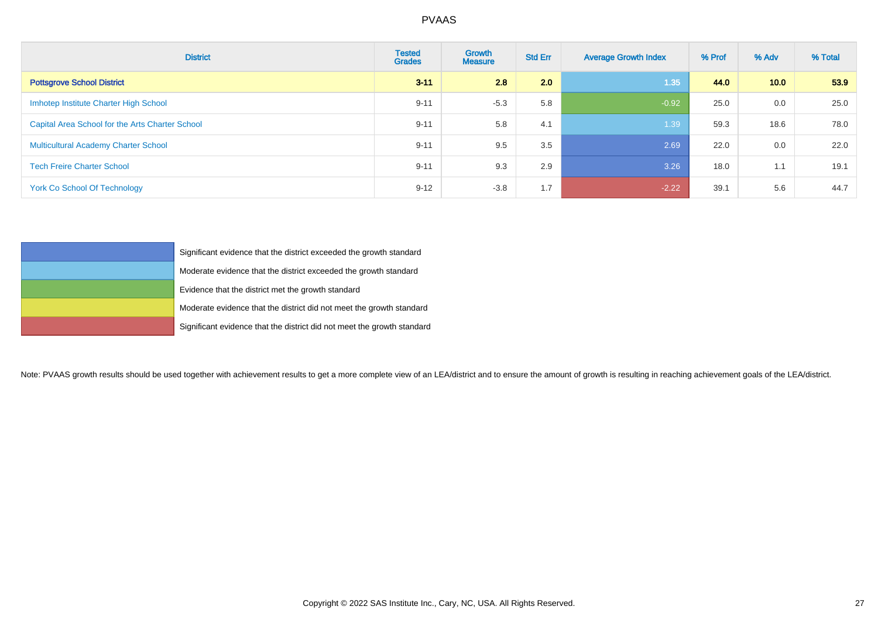# PVAAS

| District | Tested Grades | Growth Measure | Std Err | Average Growth Index | % Prof | % Adv | % Total |
|---|---|---|---|---|---|---|---|
| **Pottsgrove School District** | **3-11** | **2.8** | **2.0** | **1.35** | **44.0** | **10.0** | **53.9** |
| Imhotep Institute Charter High School | 9-11 | -5.3 | 5.8 | -0.92 | 25.0 | 0.0 | 25.0 |
| Capital Area School for the Arts Charter School | 9-11 | 5.8 | 4.1 | 1.39 | 59.3 | 18.6 | 78.0 |
| Multicultural Academy Charter School | 9-11 | 9.5 | 3.5 | 2.69 | 22.0 | 0.0 | 22.0 |
| Tech Freire Charter School | 9-11 | 9.3 | 2.9 | 3.26 | 18.0 | 1.1 | 19.1 |
| York Co School Of Technology | 9-12 | -3.8 | 1.7 | -2.22 | 39.1 | 5.6 | 44.7 |

Significant evidence that the district exceeded the growth standard

Moderate evidence that the district exceeded the growth standard

Evidence that the district met the growth standard

Moderate evidence that the district did not meet the growth standard

Significant evidence that the district did not meet the growth standard

Note: PVAAS growth results should be used together with achievement results to get a more complete view of an LEA/district and to ensure the amount of growth is resulting in reaching achievement goals of the LEA/district.

Copyright © 2022 SAS Institute Inc., Cary, NC, USA. All Rights Reserved.